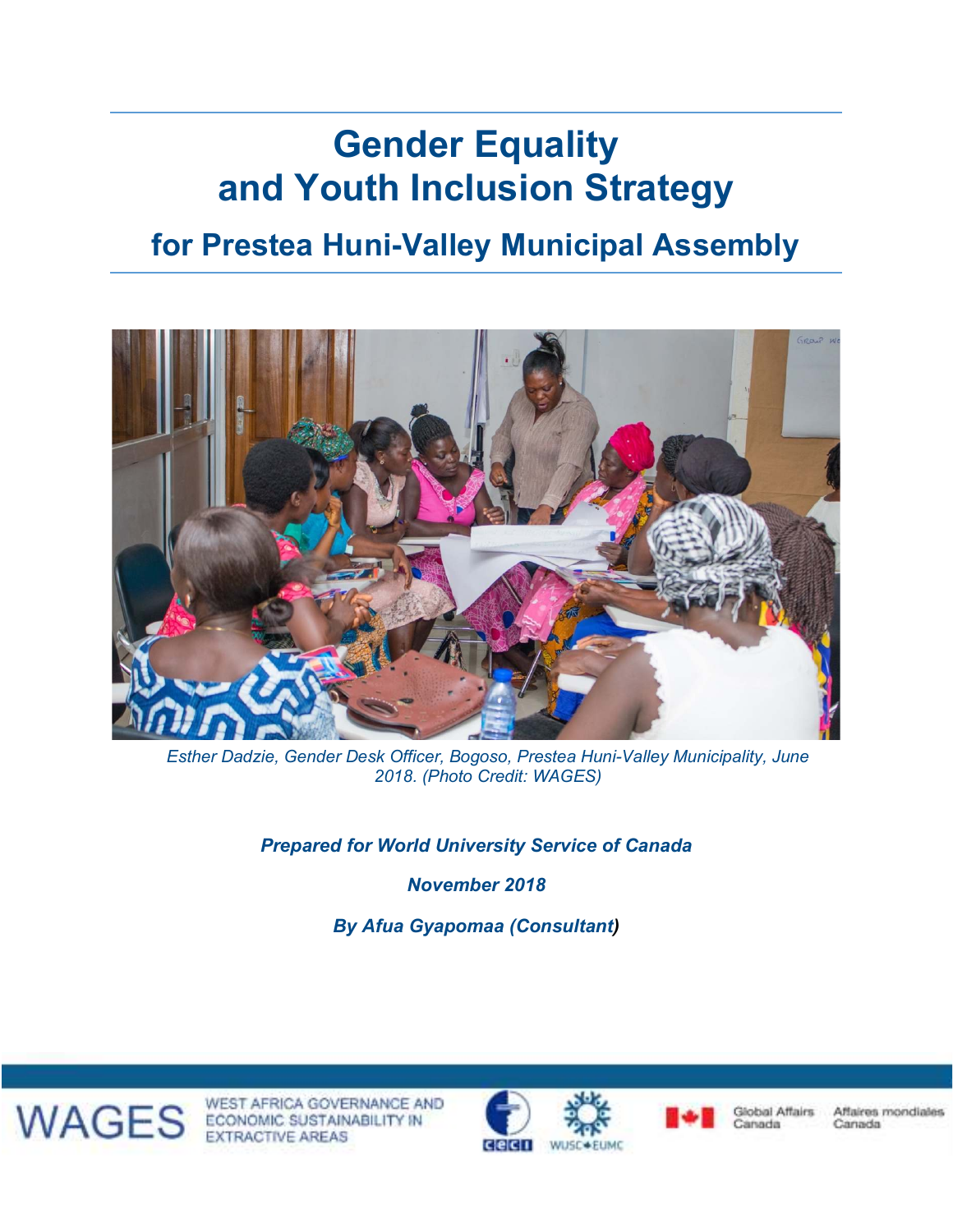# Gender Equality and Youth Inclusion Strategy

## for Prestea Huni-Valley Municipal Assembly

*Esther Dadzie, Gender Desk Officer, Bogoso, Prestea Huni-Valley Municipality, June 2018. (Photo Credit: WAGES)*

***Prepared for World University Service of Canada***

***November 2018***

***By Afua Gyapomaa (Consultant)***

WAGES — WEST AFRICA GOVERNANCE AND ECONOMIC SUSTAINABILITY IN EXTRACTIVE AREAS

CECI — WUSC • EUMC — Global Affairs Canada / Affaires mondiales Canada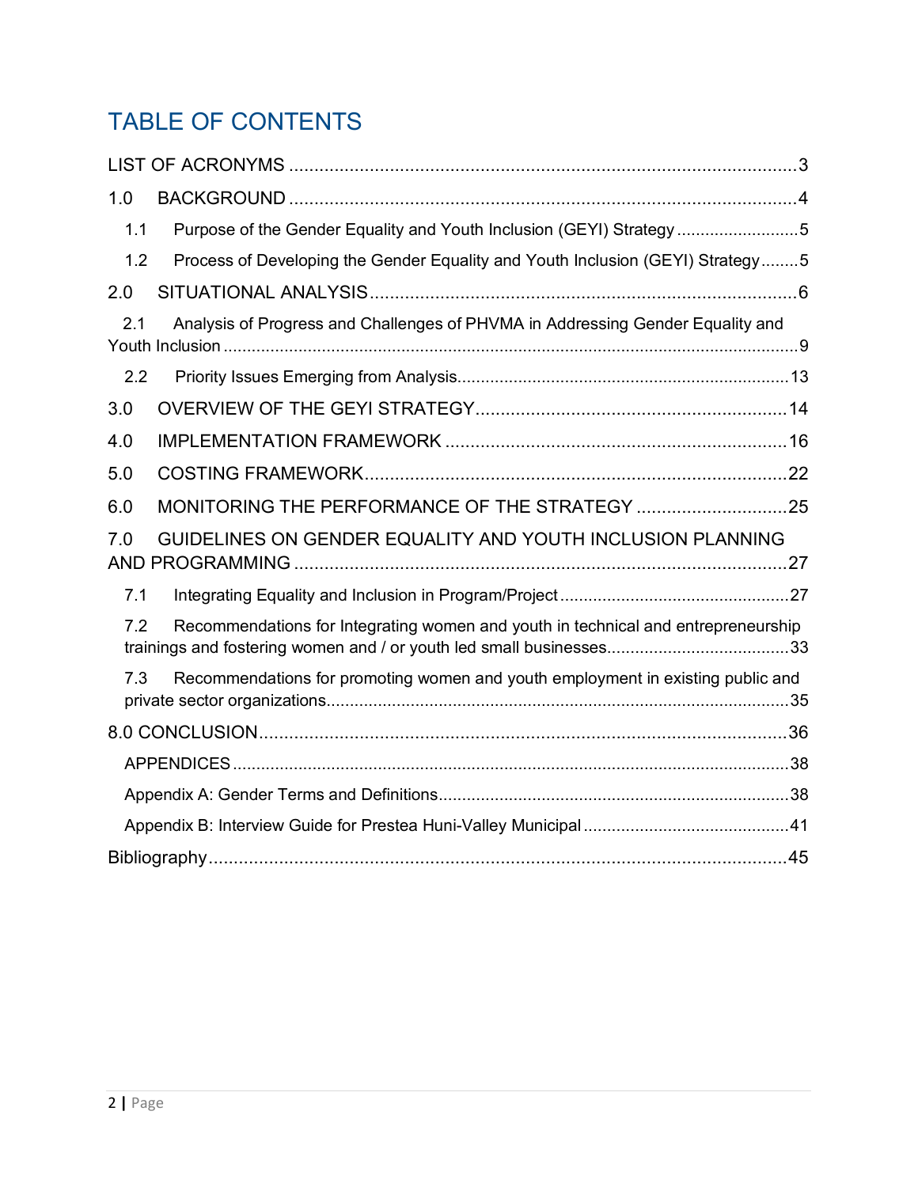# TABLE OF CONTENTS

LIST OF ACRONYMS ........................................................................................................3

1.0 BACKGROUND ........................................................................................................4

1.1 Purpose of the Gender Equality and Youth Inclusion (GEYI) Strategy ..........................5

1.2 Process of Developing the Gender Equality and Youth Inclusion (GEYI) Strategy ........5

2.0 SITUATIONAL ANALYSIS ........................................................................................6

2.1 Analysis of Progress and Challenges of PHVMA in Addressing Gender Equality and Youth Inclusion ..........................................................................................................9

2.2 Priority Issues Emerging from Analysis.....................................................................13

3.0 OVERVIEW OF THE GEYI STRATEGY ...................................................................14

4.0 IMPLEMENTATION FRAMEWORK .........................................................................16

5.0 COSTING FRAMEWORK.........................................................................................22

6.0 MONITORING THE PERFORMANCE OF THE STRATEGY ......................................25

7.0 GUIDELINES ON GENDER EQUALITY AND YOUTH INCLUSION PLANNING AND PROGRAMMING .......................................................................................................27

7.1 Integrating Equality and Inclusion in Program/Project ................................................27

7.2 Recommendations for Integrating women and youth in technical and entrepreneurship trainings and fostering women and / or youth led small businesses.......................................33

7.3 Recommendations for promoting women and youth employment in existing public and private sector organizations..........................................................................................35

8.0 CONCLUSION...........................................................................................................36

APPENDICES ..................................................................................................................38

Appendix A: Gender Terms and Definitions..........................................................................38

Appendix B: Interview Guide for Prestea Huni-Valley Municipal ...........................................41

Bibliography......................................................................................................................45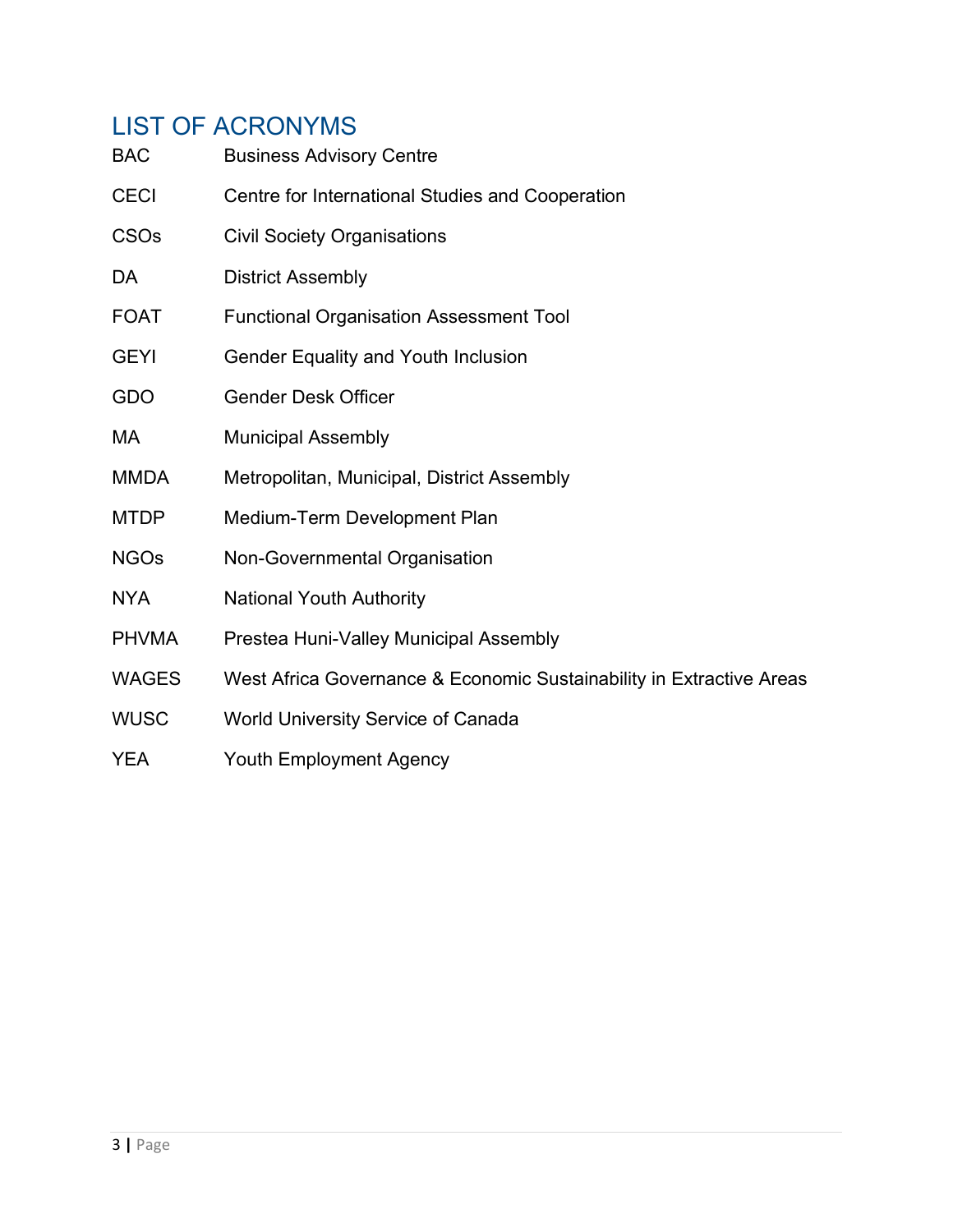## LIST OF ACRONYMS

| | |
|---|---|
| BAC | Business Advisory Centre |
| CECI | Centre for International Studies and Cooperation |
| CSOs | Civil Society Organisations |
| DA | District Assembly |
| FOAT | Functional Organisation Assessment Tool |
| GEYI | Gender Equality and Youth Inclusion |
| GDO | Gender Desk Officer |
| MA | Municipal Assembly |
| MMDA | Metropolitan, Municipal, District Assembly |
| MTDP | Medium-Term Development Plan |
| NGOs | Non-Governmental Organisation |
| NYA | National Youth Authority |
| PHVMA | Prestea Huni-Valley Municipal Assembly |
| WAGES | West Africa Governance & Economic Sustainability in Extractive Areas |
| WUSC | World University Service of Canada |
| YEA | Youth Employment Agency |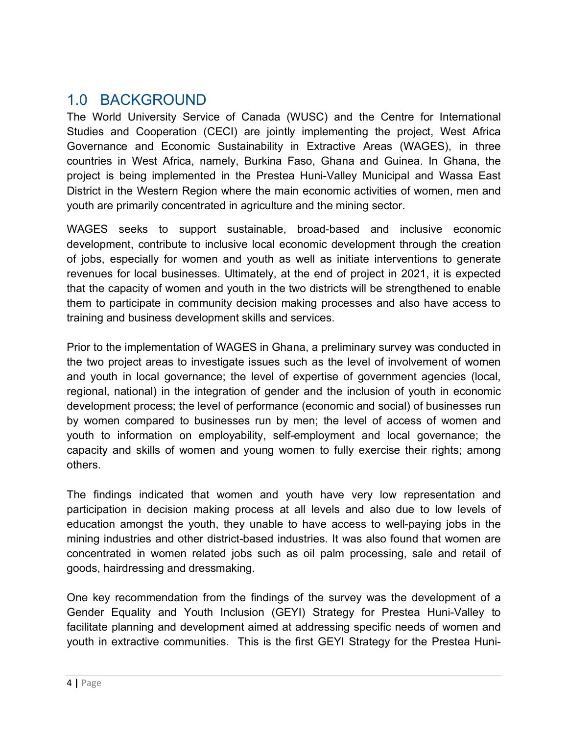## 1.0 BACKGROUND

The World University Service of Canada (WUSC) and the Centre for International Studies and Cooperation (CECI) are jointly implementing the project, West Africa Governance and Economic Sustainability in Extractive Areas (WAGES), in three countries in West Africa, namely, Burkina Faso, Ghana and Guinea. In Ghana, the project is being implemented in the Prestea Huni-Valley Municipal and Wassa East District in the Western Region where the main economic activities of women, men and youth are primarily concentrated in agriculture and the mining sector.

WAGES seeks to support sustainable, broad-based and inclusive economic development, contribute to inclusive local economic development through the creation of jobs, especially for women and youth as well as initiate interventions to generate revenues for local businesses. Ultimately, at the end of project in 2021, it is expected that the capacity of women and youth in the two districts will be strengthened to enable them to participate in community decision making processes and also have access to training and business development skills and services.

Prior to the implementation of WAGES in Ghana, a preliminary survey was conducted in the two project areas to investigate issues such as the level of involvement of women and youth in local governance; the level of expertise of government agencies (local, regional, national) in the integration of gender and the inclusion of youth in economic development process; the level of performance (economic and social) of businesses run by women compared to businesses run by men; the level of access of women and youth to information on employability, self-employment and local governance; the capacity and skills of women and young women to fully exercise their rights; among others.

The findings indicated that women and youth have very low representation and participation in decision making process at all levels and also due to low levels of education amongst the youth, they unable to have access to well-paying jobs in the mining industries and other district-based industries. It was also found that women are concentrated in women related jobs such as oil palm processing, sale and retail of goods, hairdressing and dressmaking.

One key recommendation from the findings of the survey was the development of a Gender Equality and Youth Inclusion (GEYI) Strategy for Prestea Huni-Valley to facilitate planning and development aimed at addressing specific needs of women and youth in extractive communities. This is the first GEYI Strategy for the Prestea Huni-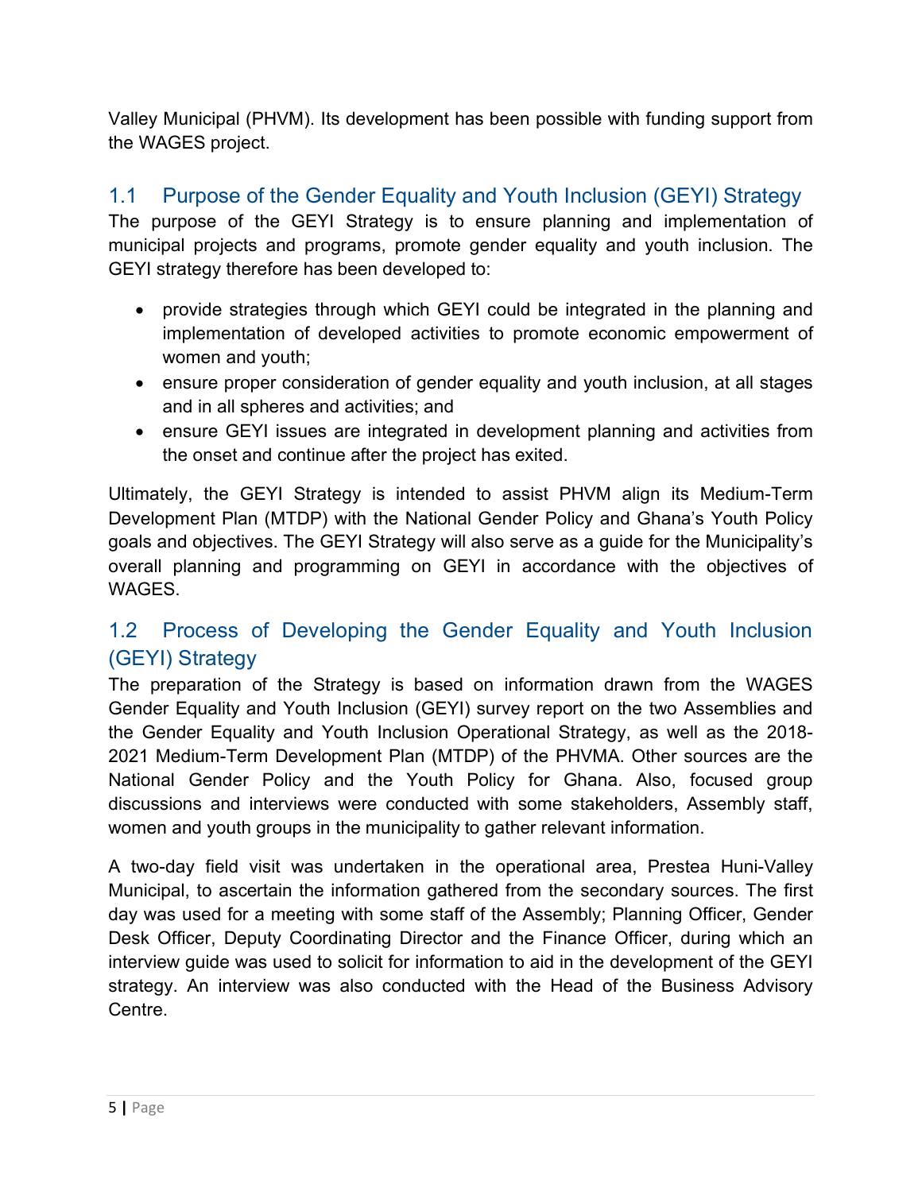Valley Municipal (PHVM). Its development has been possible with funding support from the WAGES project.

## 1.1 Purpose of the Gender Equality and Youth Inclusion (GEYI) Strategy

The purpose of the GEYI Strategy is to ensure planning and implementation of municipal projects and programs, promote gender equality and youth inclusion. The GEYI strategy therefore has been developed to:

- provide strategies through which GEYI could be integrated in the planning and implementation of developed activities to promote economic empowerment of women and youth;
- ensure proper consideration of gender equality and youth inclusion, at all stages and in all spheres and activities; and
- ensure GEYI issues are integrated in development planning and activities from the onset and continue after the project has exited.

Ultimately, the GEYI Strategy is intended to assist PHVM align its Medium-Term Development Plan (MTDP) with the National Gender Policy and Ghana's Youth Policy goals and objectives. The GEYI Strategy will also serve as a guide for the Municipality's overall planning and programming on GEYI in accordance with the objectives of WAGES.

## 1.2 Process of Developing the Gender Equality and Youth Inclusion (GEYI) Strategy

The preparation of the Strategy is based on information drawn from the WAGES Gender Equality and Youth Inclusion (GEYI) survey report on the two Assemblies and the Gender Equality and Youth Inclusion Operational Strategy, as well as the 2018-2021 Medium-Term Development Plan (MTDP) of the PHVMA. Other sources are the National Gender Policy and the Youth Policy for Ghana. Also, focused group discussions and interviews were conducted with some stakeholders, Assembly staff, women and youth groups in the municipality to gather relevant information.

A two-day field visit was undertaken in the operational area, Prestea Huni-Valley Municipal, to ascertain the information gathered from the secondary sources. The first day was used for a meeting with some staff of the Assembly; Planning Officer, Gender Desk Officer, Deputy Coordinating Director and the Finance Officer, during which an interview guide was used to solicit for information to aid in the development of the GEYI strategy. An interview was also conducted with the Head of the Business Advisory Centre.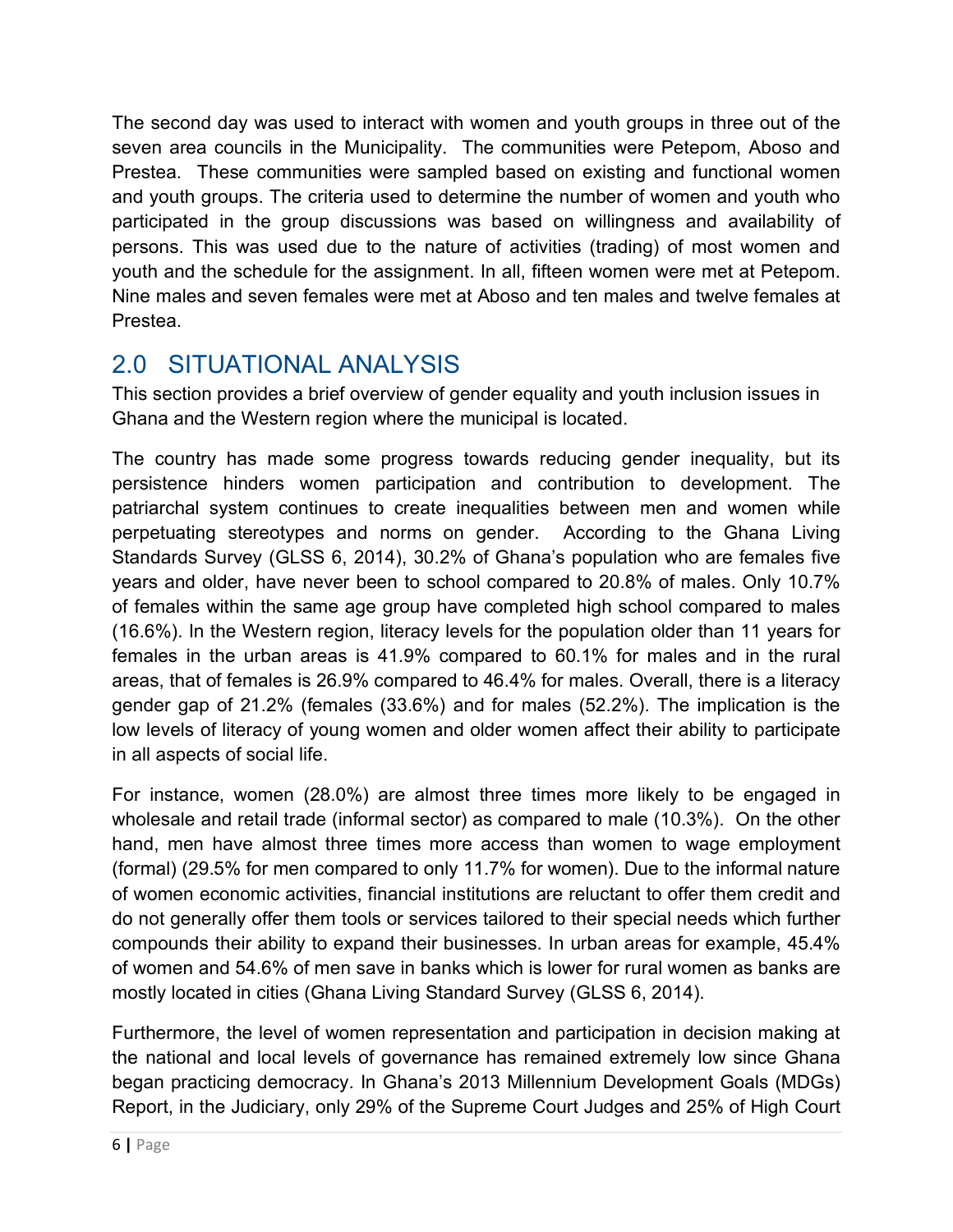The second day was used to interact with women and youth groups in three out of the seven area councils in the Municipality. The communities were Petepom, Aboso and Prestea. These communities were sampled based on existing and functional women and youth groups. The criteria used to determine the number of women and youth who participated in the group discussions was based on willingness and availability of persons. This was used due to the nature of activities (trading) of most women and youth and the schedule for the assignment. In all, fifteen women were met at Petepom. Nine males and seven females were met at Aboso and ten males and twelve females at Prestea.

## 2.0 SITUATIONAL ANALYSIS

This section provides a brief overview of gender equality and youth inclusion issues in Ghana and the Western region where the municipal is located.

The country has made some progress towards reducing gender inequality, but its persistence hinders women participation and contribution to development. The patriarchal system continues to create inequalities between men and women while perpetuating stereotypes and norms on gender. According to the Ghana Living Standards Survey (GLSS 6, 2014), 30.2% of Ghana's population who are females five years and older, have never been to school compared to 20.8% of males. Only 10.7% of females within the same age group have completed high school compared to males (16.6%). In the Western region, literacy levels for the population older than 11 years for females in the urban areas is 41.9% compared to 60.1% for males and in the rural areas, that of females is 26.9% compared to 46.4% for males. Overall, there is a literacy gender gap of 21.2% (females (33.6%) and for males (52.2%). The implication is the low levels of literacy of young women and older women affect their ability to participate in all aspects of social life.

For instance, women (28.0%) are almost three times more likely to be engaged in wholesale and retail trade (informal sector) as compared to male (10.3%). On the other hand, men have almost three times more access than women to wage employment (formal) (29.5% for men compared to only 11.7% for women). Due to the informal nature of women economic activities, financial institutions are reluctant to offer them credit and do not generally offer them tools or services tailored to their special needs which further compounds their ability to expand their businesses. In urban areas for example, 45.4% of women and 54.6% of men save in banks which is lower for rural women as banks are mostly located in cities (Ghana Living Standard Survey (GLSS 6, 2014).

Furthermore, the level of women representation and participation in decision making at the national and local levels of governance has remained extremely low since Ghana began practicing democracy. In Ghana's 2013 Millennium Development Goals (MDGs) Report, in the Judiciary, only 29% of the Supreme Court Judges and 25% of High Court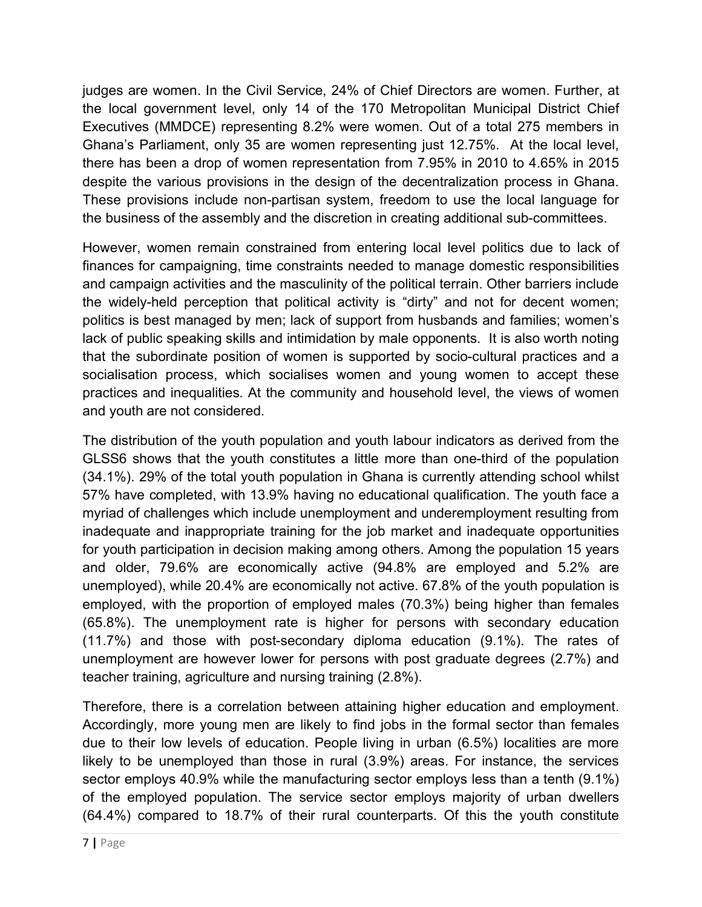judges are women. In the Civil Service, 24% of Chief Directors are women. Further, at the local government level, only 14 of the 170 Metropolitan Municipal District Chief Executives (MMDCE) representing 8.2% were women. Out of a total 275 members in Ghana's Parliament, only 35 are women representing just 12.75%. At the local level, there has been a drop of women representation from 7.95% in 2010 to 4.65% in 2015 despite the various provisions in the design of the decentralization process in Ghana. These provisions include non-partisan system, freedom to use the local language for the business of the assembly and the discretion in creating additional sub-committees.

However, women remain constrained from entering local level politics due to lack of finances for campaigning, time constraints needed to manage domestic responsibilities and campaign activities and the masculinity of the political terrain. Other barriers include the widely-held perception that political activity is "dirty" and not for decent women; politics is best managed by men; lack of support from husbands and families; women's lack of public speaking skills and intimidation by male opponents. It is also worth noting that the subordinate position of women is supported by socio-cultural practices and a socialisation process, which socialises women and young women to accept these practices and inequalities. At the community and household level, the views of women and youth are not considered.

The distribution of the youth population and youth labour indicators as derived from the GLSS6 shows that the youth constitutes a little more than one-third of the population (34.1%). 29% of the total youth population in Ghana is currently attending school whilst 57% have completed, with 13.9% having no educational qualification. The youth face a myriad of challenges which include unemployment and underemployment resulting from inadequate and inappropriate training for the job market and inadequate opportunities for youth participation in decision making among others. Among the population 15 years and older, 79.6% are economically active (94.8% are employed and 5.2% are unemployed), while 20.4% are economically not active. 67.8% of the youth population is employed, with the proportion of employed males (70.3%) being higher than females (65.8%). The unemployment rate is higher for persons with secondary education (11.7%) and those with post-secondary diploma education (9.1%). The rates of unemployment are however lower for persons with post graduate degrees (2.7%) and teacher training, agriculture and nursing training (2.8%).

Therefore, there is a correlation between attaining higher education and employment. Accordingly, more young men are likely to find jobs in the formal sector than females due to their low levels of education. People living in urban (6.5%) localities are more likely to be unemployed than those in rural (3.9%) areas. For instance, the services sector employs 40.9% while the manufacturing sector employs less than a tenth (9.1%) of the employed population. The service sector employs majority of urban dwellers (64.4%) compared to 18.7% of their rural counterparts. Of this the youth constitute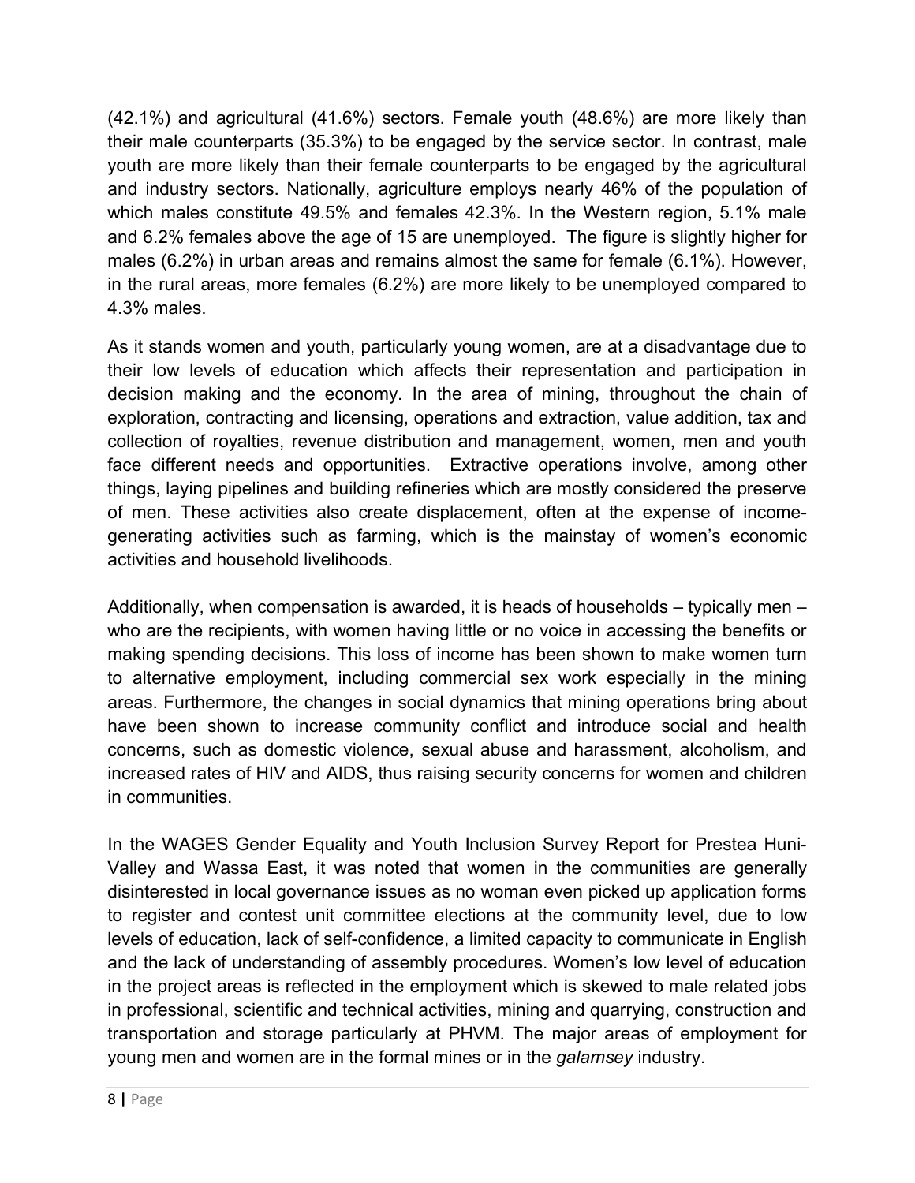(42.1%) and agricultural (41.6%) sectors. Female youth (48.6%) are more likely than their male counterparts (35.3%) to be engaged by the service sector. In contrast, male youth are more likely than their female counterparts to be engaged by the agricultural and industry sectors. Nationally, agriculture employs nearly 46% of the population of which males constitute 49.5% and females 42.3%. In the Western region, 5.1% male and 6.2% females above the age of 15 are unemployed. The figure is slightly higher for males (6.2%) in urban areas and remains almost the same for female (6.1%). However, in the rural areas, more females (6.2%) are more likely to be unemployed compared to 4.3% males.

As it stands women and youth, particularly young women, are at a disadvantage due to their low levels of education which affects their representation and participation in decision making and the economy. In the area of mining, throughout the chain of exploration, contracting and licensing, operations and extraction, value addition, tax and collection of royalties, revenue distribution and management, women, men and youth face different needs and opportunities. Extractive operations involve, among other things, laying pipelines and building refineries which are mostly considered the preserve of men. These activities also create displacement, often at the expense of income-generating activities such as farming, which is the mainstay of women's economic activities and household livelihoods.

Additionally, when compensation is awarded, it is heads of households – typically men – who are the recipients, with women having little or no voice in accessing the benefits or making spending decisions. This loss of income has been shown to make women turn to alternative employment, including commercial sex work especially in the mining areas. Furthermore, the changes in social dynamics that mining operations bring about have been shown to increase community conflict and introduce social and health concerns, such as domestic violence, sexual abuse and harassment, alcoholism, and increased rates of HIV and AIDS, thus raising security concerns for women and children in communities.

In the WAGES Gender Equality and Youth Inclusion Survey Report for Prestea Huni-Valley and Wassa East, it was noted that women in the communities are generally disinterested in local governance issues as no woman even picked up application forms to register and contest unit committee elections at the community level, due to low levels of education, lack of self-confidence, a limited capacity to communicate in English and the lack of understanding of assembly procedures. Women's low level of education in the project areas is reflected in the employment which is skewed to male related jobs in professional, scientific and technical activities, mining and quarrying, construction and transportation and storage particularly at PHVM. The major areas of employment for young men and women are in the formal mines or in the *galamsey* industry.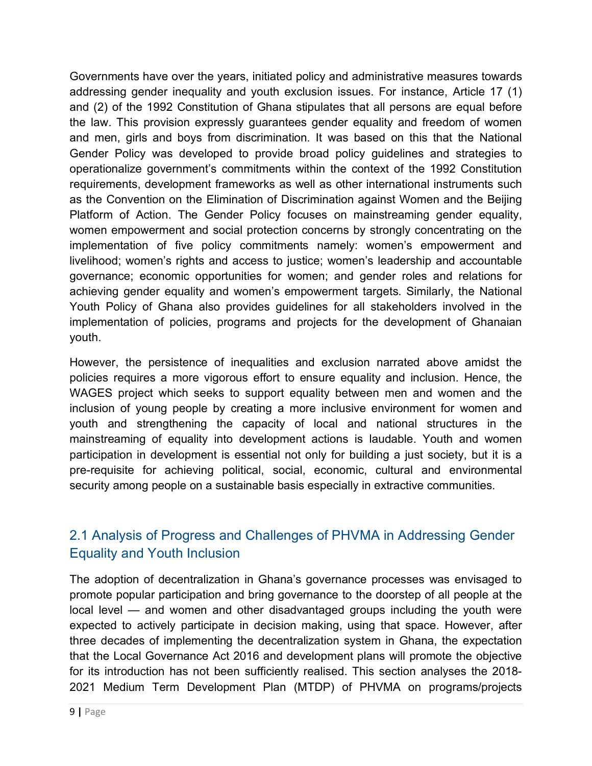Governments have over the years, initiated policy and administrative measures towards addressing gender inequality and youth exclusion issues. For instance, Article 17 (1) and (2) of the 1992 Constitution of Ghana stipulates that all persons are equal before the law. This provision expressly guarantees gender equality and freedom of women and men, girls and boys from discrimination. It was based on this that the National Gender Policy was developed to provide broad policy guidelines and strategies to operationalize government's commitments within the context of the 1992 Constitution requirements, development frameworks as well as other international instruments such as the Convention on the Elimination of Discrimination against Women and the Beijing Platform of Action. The Gender Policy focuses on mainstreaming gender equality, women empowerment and social protection concerns by strongly concentrating on the implementation of five policy commitments namely: women's empowerment and livelihood; women's rights and access to justice; women's leadership and accountable governance; economic opportunities for women; and gender roles and relations for achieving gender equality and women's empowerment targets. Similarly, the National Youth Policy of Ghana also provides guidelines for all stakeholders involved in the implementation of policies, programs and projects for the development of Ghanaian youth.

However, the persistence of inequalities and exclusion narrated above amidst the policies requires a more vigorous effort to ensure equality and inclusion. Hence, the WAGES project which seeks to support equality between men and women and the inclusion of young people by creating a more inclusive environment for women and youth and strengthening the capacity of local and national structures in the mainstreaming of equality into development actions is laudable. Youth and women participation in development is essential not only for building a just society, but it is a pre-requisite for achieving political, social, economic, cultural and environmental security among people on a sustainable basis especially in extractive communities.

## 2.1 Analysis of Progress and Challenges of PHVMA in Addressing Gender Equality and Youth Inclusion

The adoption of decentralization in Ghana's governance processes was envisaged to promote popular participation and bring governance to the doorstep of all people at the local level — and women and other disadvantaged groups including the youth were expected to actively participate in decision making, using that space. However, after three decades of implementing the decentralization system in Ghana, the expectation that the Local Governance Act 2016 and development plans will promote the objective for its introduction has not been sufficiently realised. This section analyses the 2018-2021 Medium Term Development Plan (MTDP) of PHVMA on programs/projects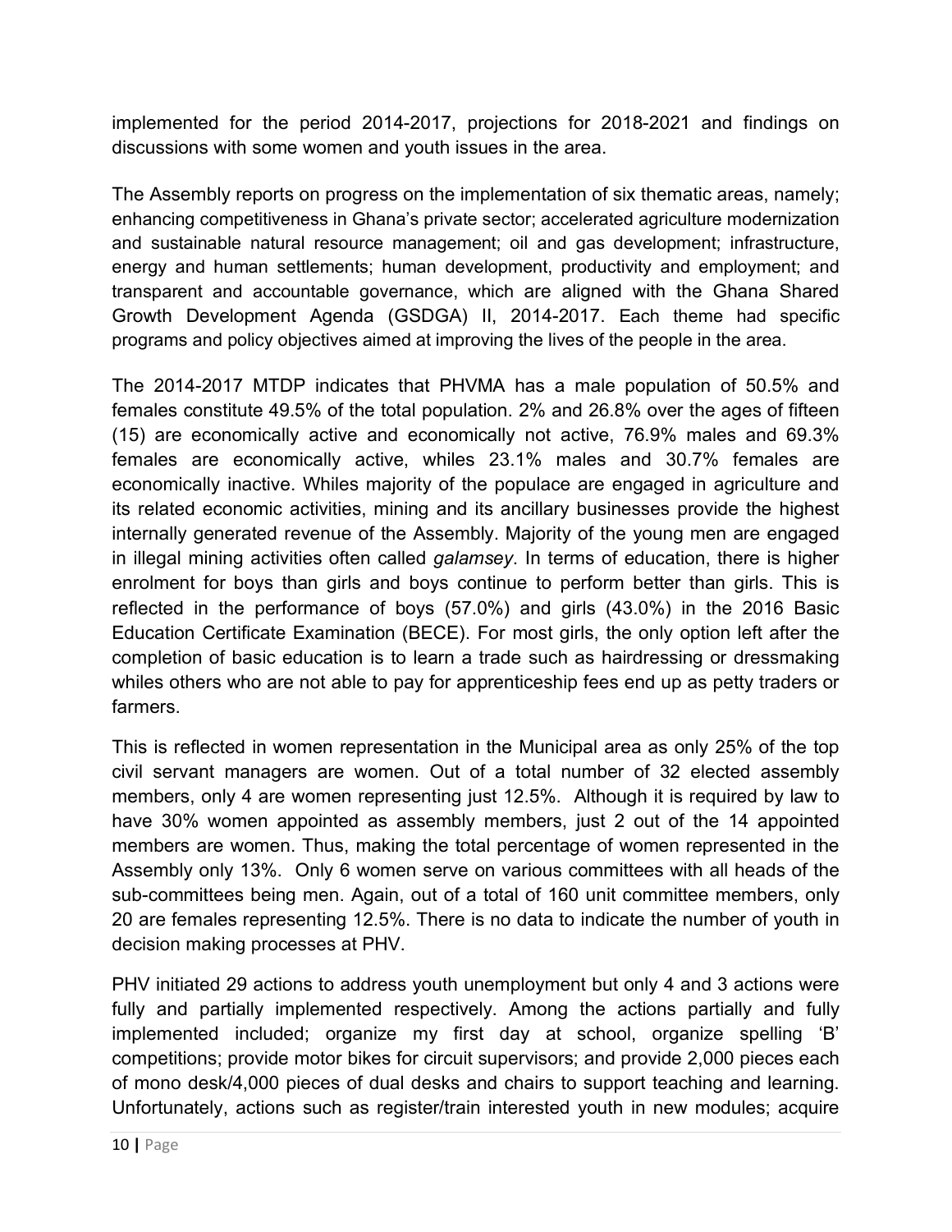implemented for the period 2014-2017, projections for 2018-2021 and findings on discussions with some women and youth issues in the area.

The Assembly reports on progress on the implementation of six thematic areas, namely; enhancing competitiveness in Ghana's private sector; accelerated agriculture modernization and sustainable natural resource management; oil and gas development; infrastructure, energy and human settlements; human development, productivity and employment; and transparent and accountable governance, which are aligned with the Ghana Shared Growth Development Agenda (GSDGA) II, 2014-2017. Each theme had specific programs and policy objectives aimed at improving the lives of the people in the area.

The 2014-2017 MTDP indicates that PHVMA has a male population of 50.5% and females constitute 49.5% of the total population. 2% and 26.8% over the ages of fifteen (15) are economically active and economically not active, 76.9% males and 69.3% females are economically active, whiles 23.1% males and 30.7% females are economically inactive. Whiles majority of the populace are engaged in agriculture and its related economic activities, mining and its ancillary businesses provide the highest internally generated revenue of the Assembly. Majority of the young men are engaged in illegal mining activities often called *galamsey*. In terms of education, there is higher enrolment for boys than girls and boys continue to perform better than girls. This is reflected in the performance of boys (57.0%) and girls (43.0%) in the 2016 Basic Education Certificate Examination (BECE). For most girls, the only option left after the completion of basic education is to learn a trade such as hairdressing or dressmaking whiles others who are not able to pay for apprenticeship fees end up as petty traders or farmers.

This is reflected in women representation in the Municipal area as only 25% of the top civil servant managers are women. Out of a total number of 32 elected assembly members, only 4 are women representing just 12.5%. Although it is required by law to have 30% women appointed as assembly members, just 2 out of the 14 appointed members are women. Thus, making the total percentage of women represented in the Assembly only 13%. Only 6 women serve on various committees with all heads of the sub-committees being men. Again, out of a total of 160 unit committee members, only 20 are females representing 12.5%. There is no data to indicate the number of youth in decision making processes at PHV.

PHV initiated 29 actions to address youth unemployment but only 4 and 3 actions were fully and partially implemented respectively. Among the actions partially and fully implemented included; organize my first day at school, organize spelling 'B' competitions; provide motor bikes for circuit supervisors; and provide 2,000 pieces each of mono desk/4,000 pieces of dual desks and chairs to support teaching and learning. Unfortunately, actions such as register/train interested youth in new modules; acquire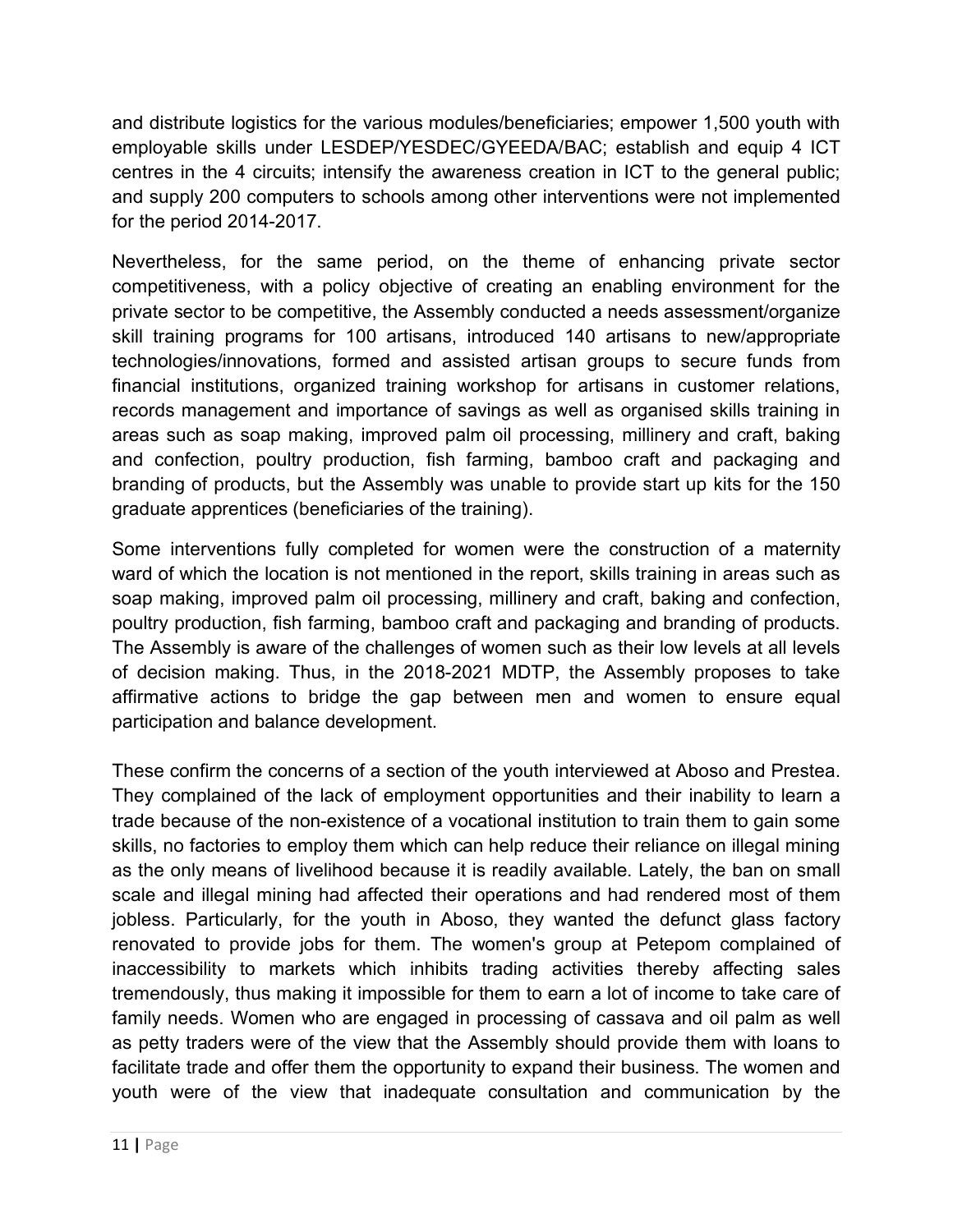and distribute logistics for the various modules/beneficiaries; empower 1,500 youth with employable skills under LESDEP/YESDEC/GYEEDA/BAC; establish and equip 4 ICT centres in the 4 circuits; intensify the awareness creation in ICT to the general public; and supply 200 computers to schools among other interventions were not implemented for the period 2014-2017.

Nevertheless, for the same period, on the theme of enhancing private sector competitiveness, with a policy objective of creating an enabling environment for the private sector to be competitive, the Assembly conducted a needs assessment/organize skill training programs for 100 artisans, introduced 140 artisans to new/appropriate technologies/innovations, formed and assisted artisan groups to secure funds from financial institutions, organized training workshop for artisans in customer relations, records management and importance of savings as well as organised skills training in areas such as soap making, improved palm oil processing, millinery and craft, baking and confection, poultry production, fish farming, bamboo craft and packaging and branding of products, but the Assembly was unable to provide start up kits for the 150 graduate apprentices (beneficiaries of the training).

Some interventions fully completed for women were the construction of a maternity ward of which the location is not mentioned in the report, skills training in areas such as soap making, improved palm oil processing, millinery and craft, baking and confection, poultry production, fish farming, bamboo craft and packaging and branding of products. The Assembly is aware of the challenges of women such as their low levels at all levels of decision making. Thus, in the 2018-2021 MDTP, the Assembly proposes to take affirmative actions to bridge the gap between men and women to ensure equal participation and balance development.

These confirm the concerns of a section of the youth interviewed at Aboso and Prestea. They complained of the lack of employment opportunities and their inability to learn a trade because of the non-existence of a vocational institution to train them to gain some skills, no factories to employ them which can help reduce their reliance on illegal mining as the only means of livelihood because it is readily available. Lately, the ban on small scale and illegal mining had affected their operations and had rendered most of them jobless. Particularly, for the youth in Aboso, they wanted the defunct glass factory renovated to provide jobs for them. The women's group at Petepom complained of inaccessibility to markets which inhibits trading activities thereby affecting sales tremendously, thus making it impossible for them to earn a lot of income to take care of family needs. Women who are engaged in processing of cassava and oil palm as well as petty traders were of the view that the Assembly should provide them with loans to facilitate trade and offer them the opportunity to expand their business. The women and youth were of the view that inadequate consultation and communication by the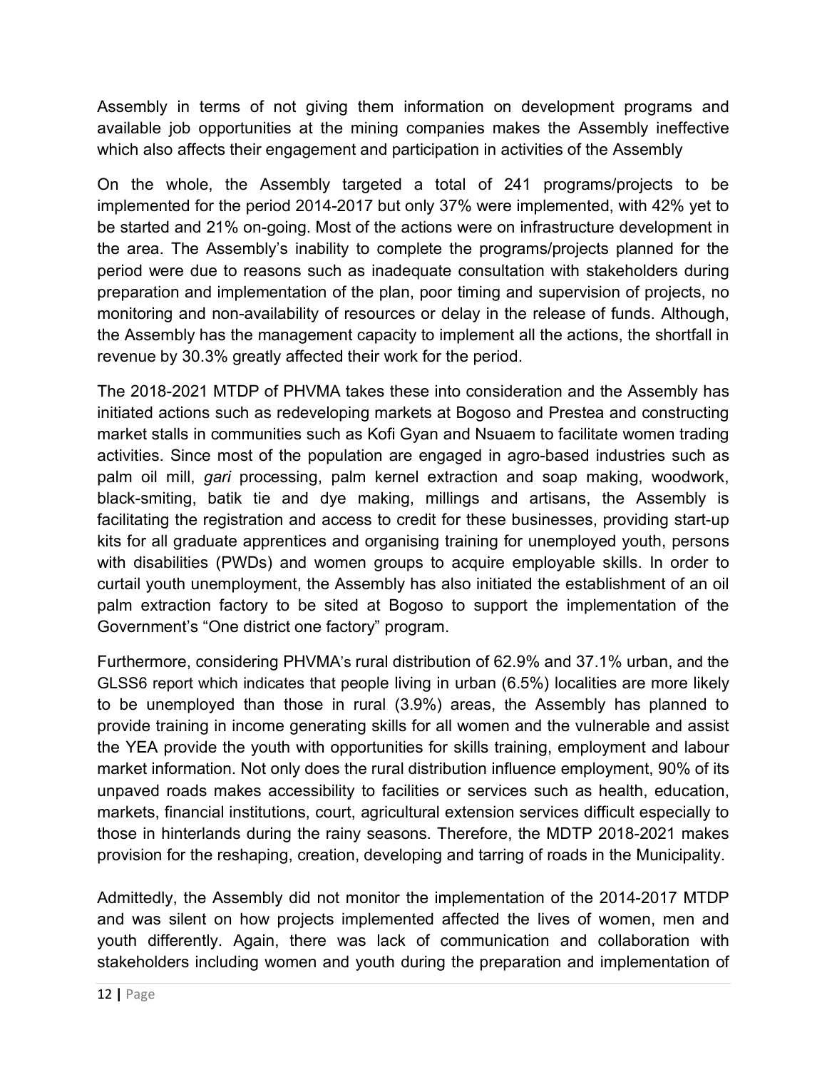Assembly in terms of not giving them information on development programs and available job opportunities at the mining companies makes the Assembly ineffective which also affects their engagement and participation in activities of the Assembly

On the whole, the Assembly targeted a total of 241 programs/projects to be implemented for the period 2014-2017 but only 37% were implemented, with 42% yet to be started and 21% on-going. Most of the actions were on infrastructure development in the area. The Assembly's inability to complete the programs/projects planned for the period were due to reasons such as inadequate consultation with stakeholders during preparation and implementation of the plan, poor timing and supervision of projects, no monitoring and non-availability of resources or delay in the release of funds. Although, the Assembly has the management capacity to implement all the actions, the shortfall in revenue by 30.3% greatly affected their work for the period.

The 2018-2021 MTDP of PHVMA takes these into consideration and the Assembly has initiated actions such as redeveloping markets at Bogoso and Prestea and constructing market stalls in communities such as Kofi Gyan and Nsuaem to facilitate women trading activities. Since most of the population are engaged in agro-based industries such as palm oil mill, *gari* processing, palm kernel extraction and soap making, woodwork, black-smiting, batik tie and dye making, millings and artisans, the Assembly is facilitating the registration and access to credit for these businesses, providing start-up kits for all graduate apprentices and organising training for unemployed youth, persons with disabilities (PWDs) and women groups to acquire employable skills. In order to curtail youth unemployment, the Assembly has also initiated the establishment of an oil palm extraction factory to be sited at Bogoso to support the implementation of the Government's "One district one factory" program.

Furthermore, considering PHVMA's rural distribution of 62.9% and 37.1% urban, and the GLSS6 report which indicates that people living in urban (6.5%) localities are more likely to be unemployed than those in rural (3.9%) areas, the Assembly has planned to provide training in income generating skills for all women and the vulnerable and assist the YEA provide the youth with opportunities for skills training, employment and labour market information. Not only does the rural distribution influence employment, 90% of its unpaved roads makes accessibility to facilities or services such as health, education, markets, financial institutions, court, agricultural extension services difficult especially to those in hinterlands during the rainy seasons. Therefore, the MDTP 2018-2021 makes provision for the reshaping, creation, developing and tarring of roads in the Municipality.

Admittedly, the Assembly did not monitor the implementation of the 2014-2017 MTDP and was silent on how projects implemented affected the lives of women, men and youth differently. Again, there was lack of communication and collaboration with stakeholders including women and youth during the preparation and implementation of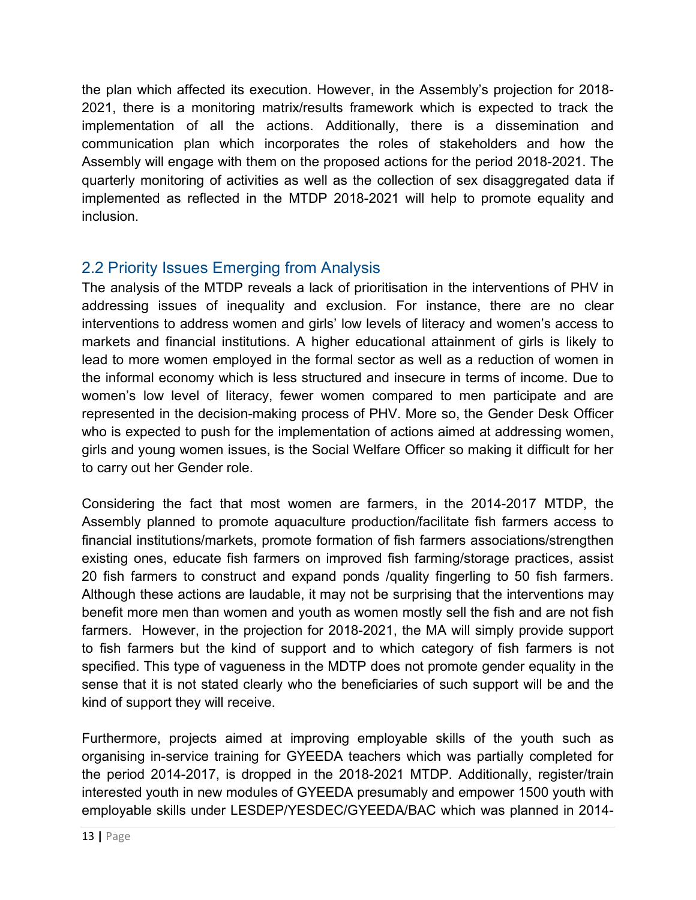the plan which affected its execution. However, in the Assembly's projection for 2018-2021, there is a monitoring matrix/results framework which is expected to track the implementation of all the actions. Additionally, there is a dissemination and communication plan which incorporates the roles of stakeholders and how the Assembly will engage with them on the proposed actions for the period 2018-2021. The quarterly monitoring of activities as well as the collection of sex disaggregated data if implemented as reflected in the MTDP 2018-2021 will help to promote equality and inclusion.

## 2.2 Priority Issues Emerging from Analysis

The analysis of the MTDP reveals a lack of prioritisation in the interventions of PHV in addressing issues of inequality and exclusion. For instance, there are no clear interventions to address women and girls' low levels of literacy and women's access to markets and financial institutions. A higher educational attainment of girls is likely to lead to more women employed in the formal sector as well as a reduction of women in the informal economy which is less structured and insecure in terms of income. Due to women's low level of literacy, fewer women compared to men participate and are represented in the decision-making process of PHV. More so, the Gender Desk Officer who is expected to push for the implementation of actions aimed at addressing women, girls and young women issues, is the Social Welfare Officer so making it difficult for her to carry out her Gender role.

Considering the fact that most women are farmers, in the 2014-2017 MTDP, the Assembly planned to promote aquaculture production/facilitate fish farmers access to financial institutions/markets, promote formation of fish farmers associations/strengthen existing ones, educate fish farmers on improved fish farming/storage practices, assist 20 fish farmers to construct and expand ponds /quality fingerling to 50 fish farmers. Although these actions are laudable, it may not be surprising that the interventions may benefit more men than women and youth as women mostly sell the fish and are not fish farmers. However, in the projection for 2018-2021, the MA will simply provide support to fish farmers but the kind of support and to which category of fish farmers is not specified. This type of vagueness in the MDTP does not promote gender equality in the sense that it is not stated clearly who the beneficiaries of such support will be and the kind of support they will receive.

Furthermore, projects aimed at improving employable skills of the youth such as organising in-service training for GYEEDA teachers which was partially completed for the period 2014-2017, is dropped in the 2018-2021 MTDP. Additionally, register/train interested youth in new modules of GYEEDA presumably and empower 1500 youth with employable skills under LESDEP/YESDEC/GYEEDA/BAC which was planned in 2014-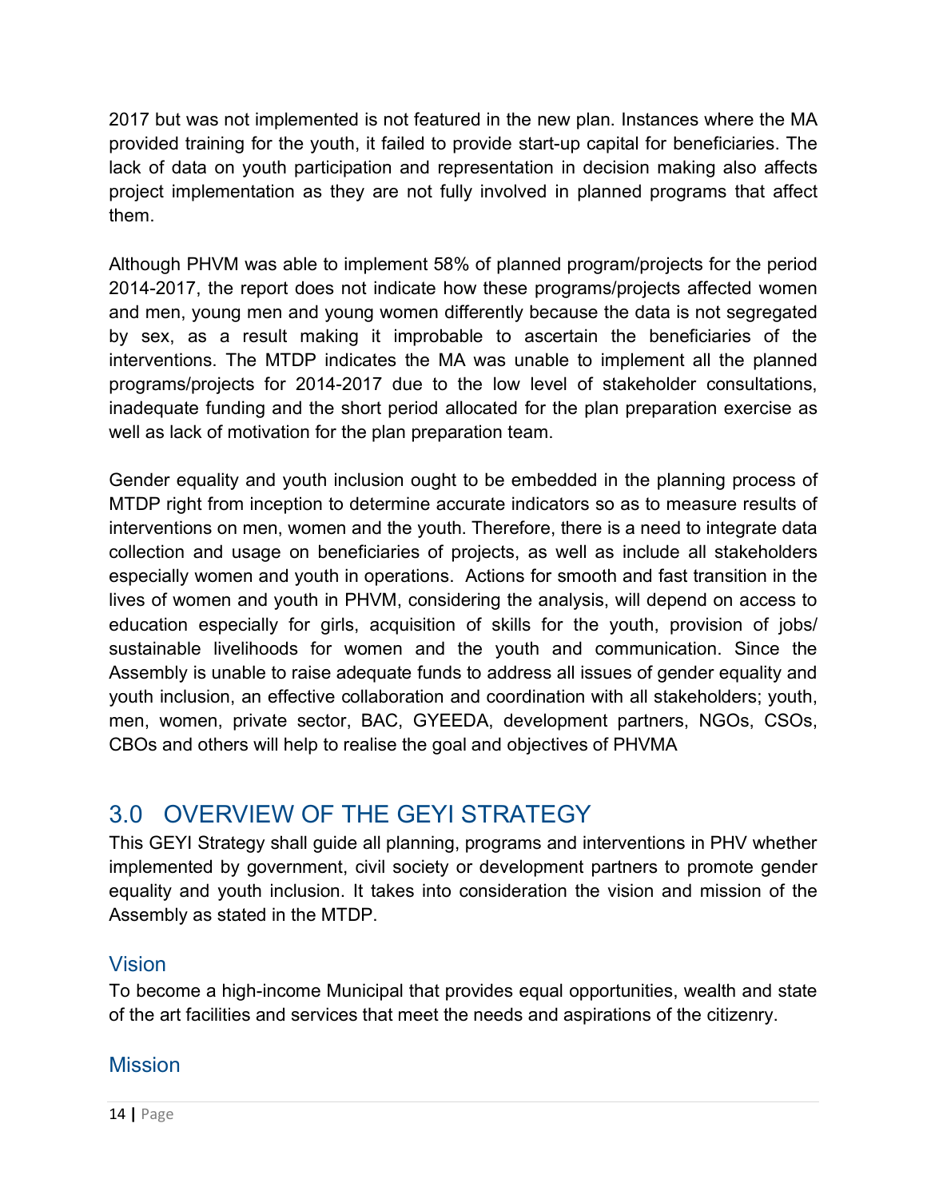2017 but was not implemented is not featured in the new plan. Instances where the MA provided training for the youth, it failed to provide start-up capital for beneficiaries. The lack of data on youth participation and representation in decision making also affects project implementation as they are not fully involved in planned programs that affect them.

Although PHVM was able to implement 58% of planned program/projects for the period 2014-2017, the report does not indicate how these programs/projects affected women and men, young men and young women differently because the data is not segregated by sex, as a result making it improbable to ascertain the beneficiaries of the interventions. The MTDP indicates the MA was unable to implement all the planned programs/projects for 2014-2017 due to the low level of stakeholder consultations, inadequate funding and the short period allocated for the plan preparation exercise as well as lack of motivation for the plan preparation team.

Gender equality and youth inclusion ought to be embedded in the planning process of MTDP right from inception to determine accurate indicators so as to measure results of interventions on men, women and the youth. Therefore, there is a need to integrate data collection and usage on beneficiaries of projects, as well as include all stakeholders especially women and youth in operations. Actions for smooth and fast transition in the lives of women and youth in PHVM, considering the analysis, will depend on access to education especially for girls, acquisition of skills for the youth, provision of jobs/ sustainable livelihoods for women and the youth and communication. Since the Assembly is unable to raise adequate funds to address all issues of gender equality and youth inclusion, an effective collaboration and coordination with all stakeholders; youth, men, women, private sector, BAC, GYEEDA, development partners, NGOs, CSOs, CBOs and others will help to realise the goal and objectives of PHVMA

# 3.0 OVERVIEW OF THE GEYI STRATEGY

This GEYI Strategy shall guide all planning, programs and interventions in PHV whether implemented by government, civil society or development partners to promote gender equality and youth inclusion. It takes into consideration the vision and mission of the Assembly as stated in the MTDP.

## Vision

To become a high-income Municipal that provides equal opportunities, wealth and state of the art facilities and services that meet the needs and aspirations of the citizenry.

## Mission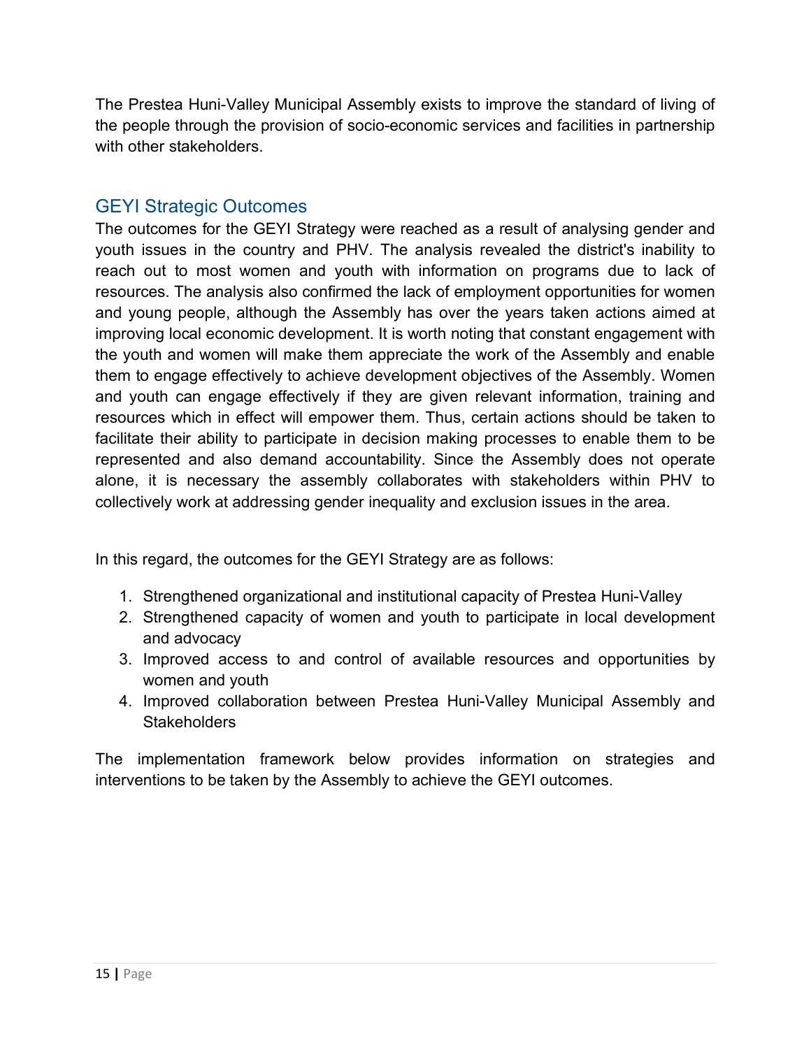The Prestea Huni-Valley Municipal Assembly exists to improve the standard of living of the people through the provision of socio-economic services and facilities in partnership with other stakeholders.

## GEYI Strategic Outcomes

The outcomes for the GEYI Strategy were reached as a result of analysing gender and youth issues in the country and PHV. The analysis revealed the district's inability to reach out to most women and youth with information on programs due to lack of resources. The analysis also confirmed the lack of employment opportunities for women and young people, although the Assembly has over the years taken actions aimed at improving local economic development. It is worth noting that constant engagement with the youth and women will make them appreciate the work of the Assembly and enable them to engage effectively to achieve development objectives of the Assembly. Women and youth can engage effectively if they are given relevant information, training and resources which in effect will empower them. Thus, certain actions should be taken to facilitate their ability to participate in decision making processes to enable them to be represented and also demand accountability. Since the Assembly does not operate alone, it is necessary the assembly collaborates with stakeholders within PHV to collectively work at addressing gender inequality and exclusion issues in the area.

In this regard, the outcomes for the GEYI Strategy are as follows:

1. Strengthened organizational and institutional capacity of Prestea Huni-Valley
2. Strengthened capacity of women and youth to participate in local development and advocacy
3. Improved access to and control of available resources and opportunities by women and youth
4. Improved collaboration between Prestea Huni-Valley Municipal Assembly and Stakeholders

The implementation framework below provides information on strategies and interventions to be taken by the Assembly to achieve the GEYI outcomes.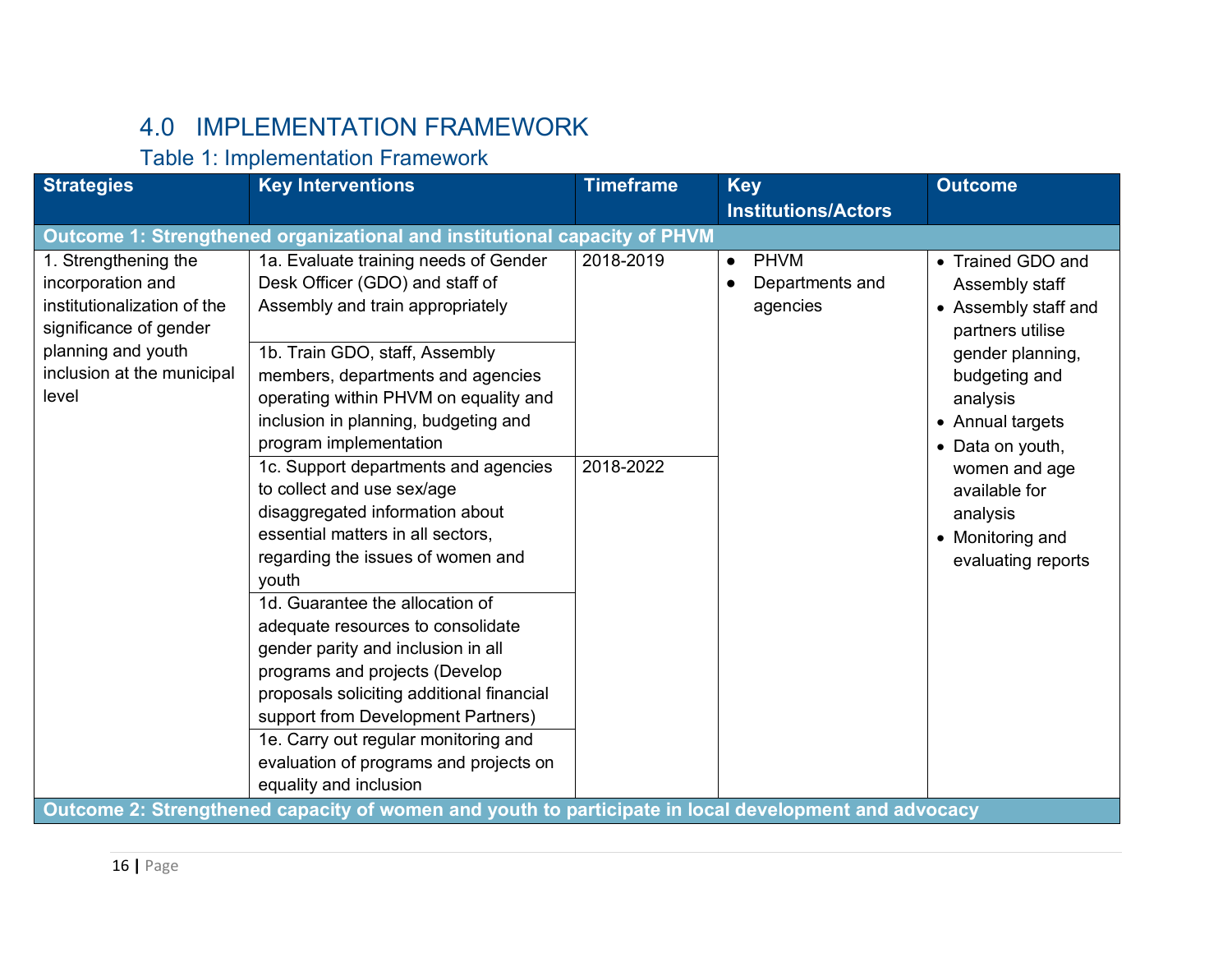## 4.0 IMPLEMENTATION FRAMEWORK

### Table 1: Implementation Framework

| Strategies | Key Interventions | Timeframe | Key Institutions/Actors | Outcome |
|---|---|---|---|---|
| **Outcome 1: Strengthened organizational and institutional capacity of PHVM** | | | | |
| 1. Strengthening the incorporation and institutionalization of the significance of gender planning and youth inclusion at the municipal level | 1a. Evaluate training needs of Gender Desk Officer (GDO) and staff of Assembly and train appropriately | 2018-2019 | • PHVM<br>• Departments and agencies | • Trained GDO and Assembly staff<br>• Assembly staff and partners utilise gender planning, budgeting and analysis<br>• Annual targets<br>• Data on youth, women and age available for analysis<br>• Monitoring and evaluating reports |
| | 1b. Train GDO, staff, Assembly members, departments and agencies operating within PHVM on equality and inclusion in planning, budgeting and program implementation | | | |
| | 1c. Support departments and agencies to collect and use sex/age disaggregated information about essential matters in all sectors, regarding the issues of women and youth | 2018-2022 | | |
| | 1d. Guarantee the allocation of adequate resources to consolidate gender parity and inclusion in all programs and projects (Develop proposals soliciting additional financial support from Development Partners) | | | |
| | 1e. Carry out regular monitoring and evaluation of programs and projects on equality and inclusion | | | |
| **Outcome 2: Strengthened capacity of women and youth to participate in local development and advocacy** | | | | |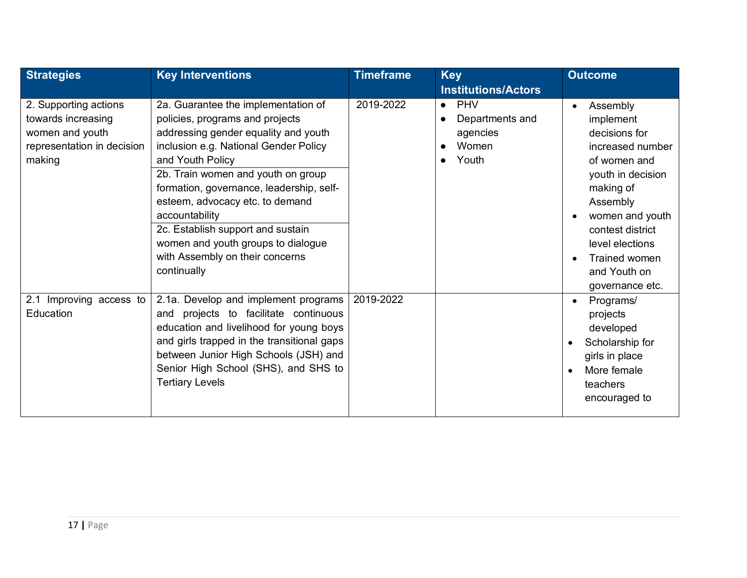| Strategies | Key Interventions | Timeframe | Key Institutions/Actors | Outcome |
|---|---|---|---|---|
| 2. Supporting actions towards increasing women and youth representation in decision making | 2a. Guarantee the implementation of policies, programs and projects addressing gender equality and youth inclusion e.g. National Gender Policy and Youth Policy<br>2b. Train women and youth on group formation, governance, leadership, self-esteem, advocacy etc. to demand accountability<br>2c. Establish support and sustain women and youth groups to dialogue with Assembly on their concerns continually | 2019-2022 | • PHV<br>• Departments and agencies<br>• Women<br>• Youth | • Assembly implement decisions for increased number of women and youth in decision making of Assembly<br>• women and youth contest district level elections<br>• Trained women and Youth on governance etc. |
| 2.1 Improving access to Education | 2.1a. Develop and implement programs and projects to facilitate continuous education and livelihood for young boys and girls trapped in the transitional gaps between Junior High Schools (JSH) and Senior High School (SHS), and SHS to Tertiary Levels | 2019-2022 | | • Programs/ projects developed<br>• Scholarship for girls in place<br>• More female teachers encouraged to |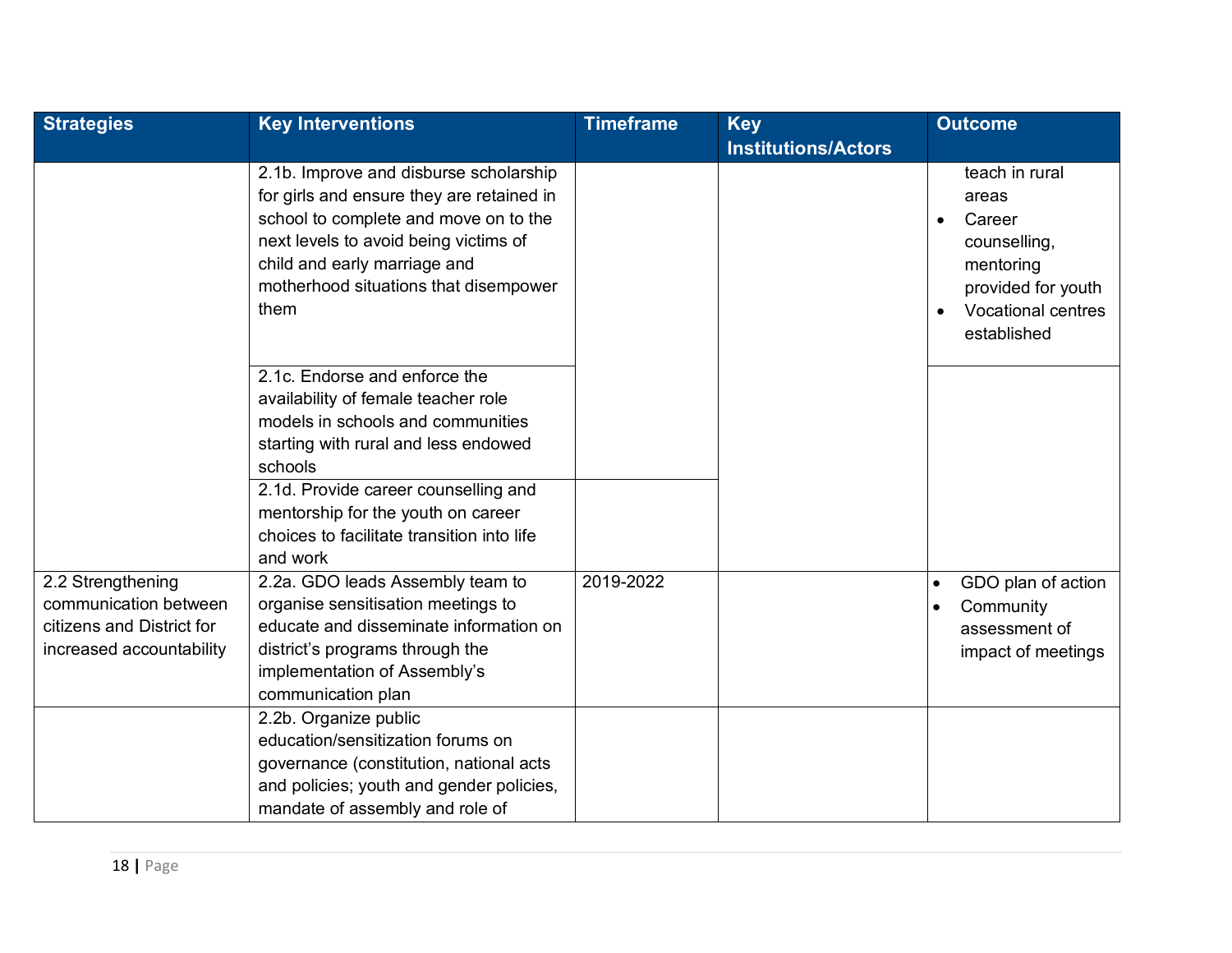| Strategies | Key Interventions | Timeframe | Key Institutions/Actors | Outcome |
|---|---|---|---|---|
| | 2.1b. Improve and disburse scholarship for girls and ensure they are retained in school to complete and move on to the next levels to avoid being victims of child and early marriage and motherhood situations that disempower them | | | teach in rural areas<br>• Career counselling, mentoring provided for youth<br>• Vocational centres established |
| | 2.1c. Endorse and enforce the availability of female teacher role models in schools and communities starting with rural and less endowed schools | | | |
| | 2.1d. Provide career counselling and mentorship for the youth on career choices to facilitate transition into life and work | | | |
| 2.2 Strengthening communication between citizens and District for increased accountability | 2.2a. GDO leads Assembly team to organise sensitisation meetings to educate and disseminate information on district's programs through the implementation of Assembly's communication plan | 2019-2022 | | • GDO plan of action<br>• Community assessment of impact of meetings |
| | 2.2b. Organize public education/sensitization forums on governance (constitution, national acts and policies; youth and gender policies, mandate of assembly and role of | | | |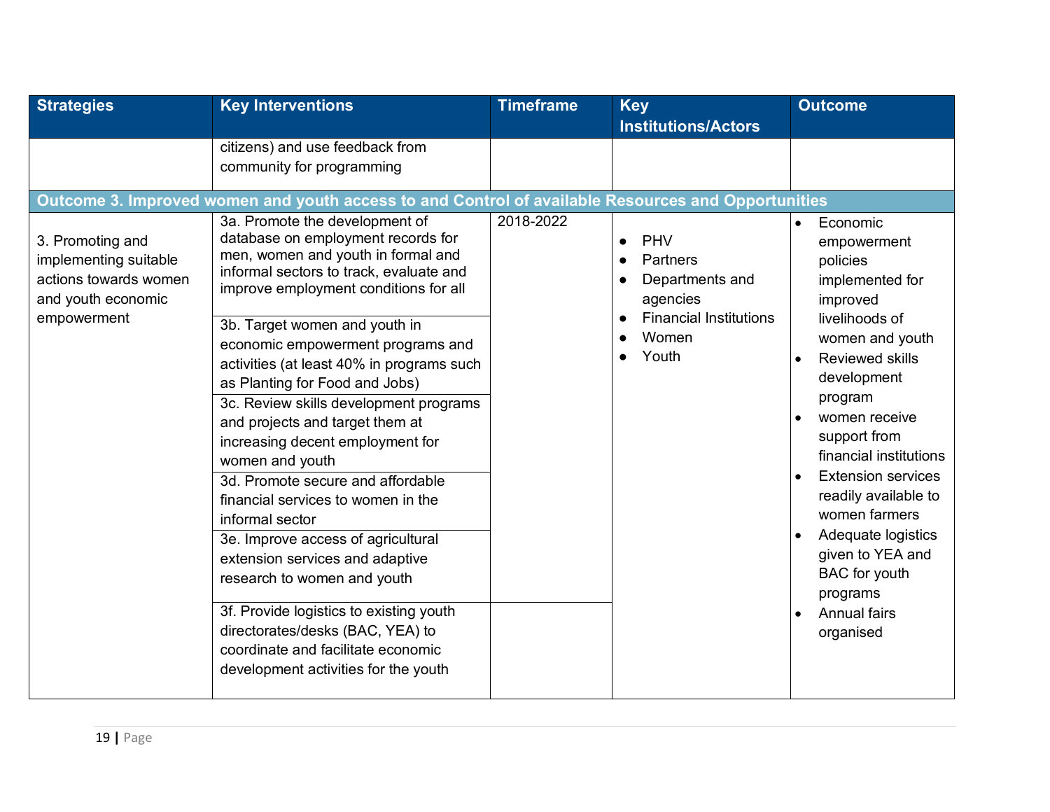| Strategies | Key Interventions | Timeframe | Key Institutions/Actors | Outcome |
|---|---|---|---|---|
| | citizens) and use feedback from community for programming | | | |
| **Outcome 3. Improved women and youth access to and Control of available Resources and Opportunities** | | | | |
| 3. Promoting and implementing suitable actions towards women and youth economic empowerment | 3a. Promote the development of database on employment records for men, women and youth in formal and informal sectors to track, evaluate and improve employment conditions for all | 2018-2022 | • PHV<br>• Partners<br>• Departments and agencies<br>• Financial Institutions<br>• Women<br>• Youth | • Economic empowerment policies implemented for improved livelihoods of women and youth<br>• Reviewed skills development program<br>• women receive support from financial institutions<br>• Extension services readily available to women farmers<br>• Adequate logistics given to YEA and BAC for youth programs<br>• Annual fairs organised |
| | 3b. Target women and youth in economic empowerment programs and activities (at least 40% in programs such as Planting for Food and Jobs) | | | |
| | 3c. Review skills development programs and projects and target them at increasing decent employment for women and youth | | | |
| | 3d. Promote secure and affordable financial services to women in the informal sector | | | |
| | 3e. Improve access of agricultural extension services and adaptive research to women and youth | | | |
| | 3f. Provide logistics to existing youth directorates/desks (BAC, YEA) to coordinate and facilitate economic development activities for the youth | | | |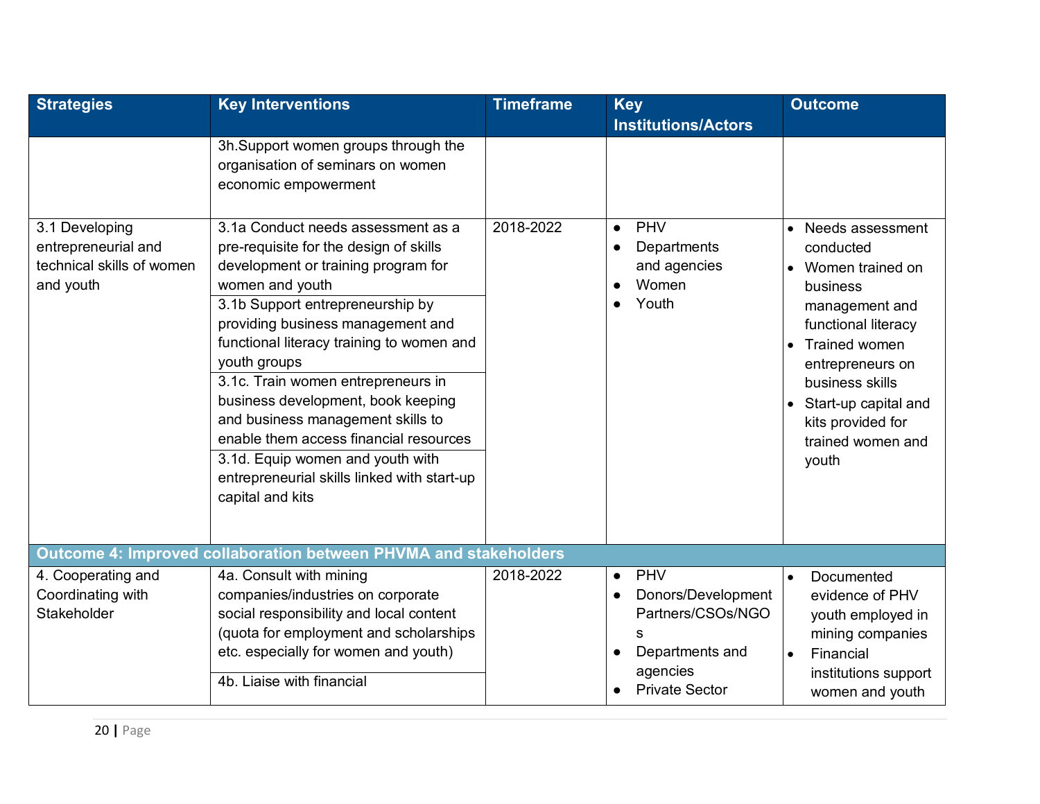| Strategies | Key Interventions | Timeframe | Key Institutions/Actors | Outcome |
|---|---|---|---|---|
| | 3h.Support women groups through the organisation of seminars on women economic empowerment | | | |
| 3.1 Developing entrepreneurial and technical skills of women and youth | 3.1a Conduct needs assessment as a pre-requisite for the design of skills development or training program for women and youth<br>3.1b Support entrepreneurship by providing business management and functional literacy training to women and youth groups<br>3.1c. Train women entrepreneurs in business development, book keeping and business management skills to enable them access financial resources<br>3.1d. Equip women and youth with entrepreneurial skills linked with start-up capital and kits | 2018-2022 | • PHV<br>• Departments and agencies<br>• Women<br>• Youth | • Needs assessment conducted<br>• Women trained on business management and functional literacy<br>• Trained women entrepreneurs on business skills<br>• Start-up capital and kits provided for trained women and youth |
| **Outcome 4: Improved collaboration between PHVMA and stakeholders** | | | | |
| 4. Cooperating and Coordinating with Stakeholder | 4a. Consult with mining companies/industries on corporate social responsibility and local content (quota for employment and scholarships etc. especially for women and youth)<br>4b. Liaise with financial | 2018-2022 | • PHV<br>• Donors/Development Partners/CSOs/NGOs<br>• Departments and agencies<br>• Private Sector | • Documented evidence of PHV youth employed in mining companies<br>• Financial institutions support women and youth |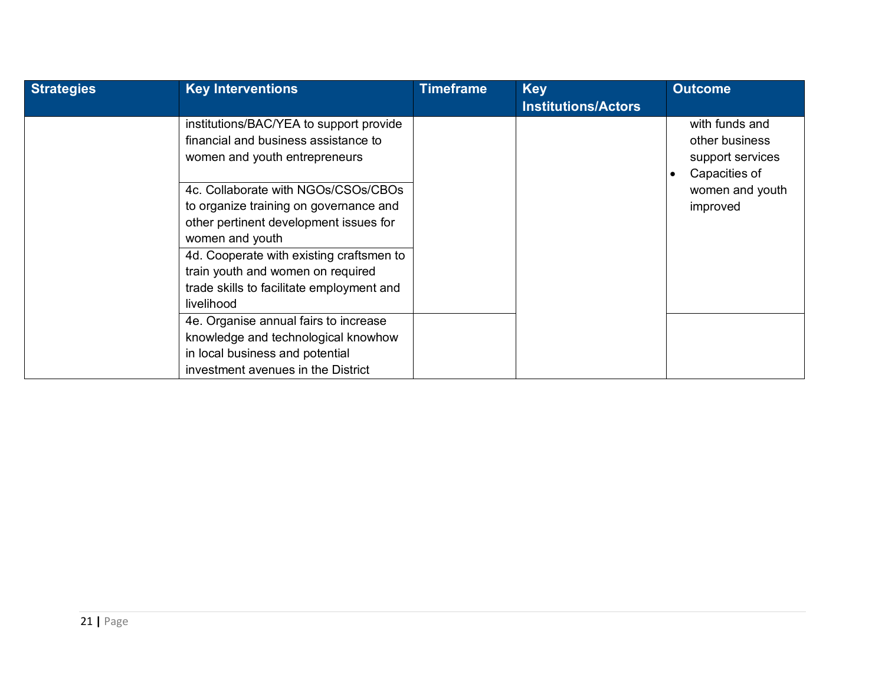| Strategies | Key Interventions | Timeframe | Key Institutions/Actors | Outcome |
|---|---|---|---|---|
| | institutions/BAC/YEA to support provide financial and business assistance to women and youth entrepreneurs | | | with funds and other business support services<br>• Capacities of women and youth improved |
| | 4c. Collaborate with NGOs/CSOs/CBOs to organize training on governance and other pertinent development issues for women and youth | | | |
| | 4d. Cooperate with existing craftsmen to train youth and women on required trade skills to facilitate employment and livelihood | | | |
| | 4e. Organise annual fairs to increase knowledge and technological knowhow in local business and potential investment avenues in the District | | | |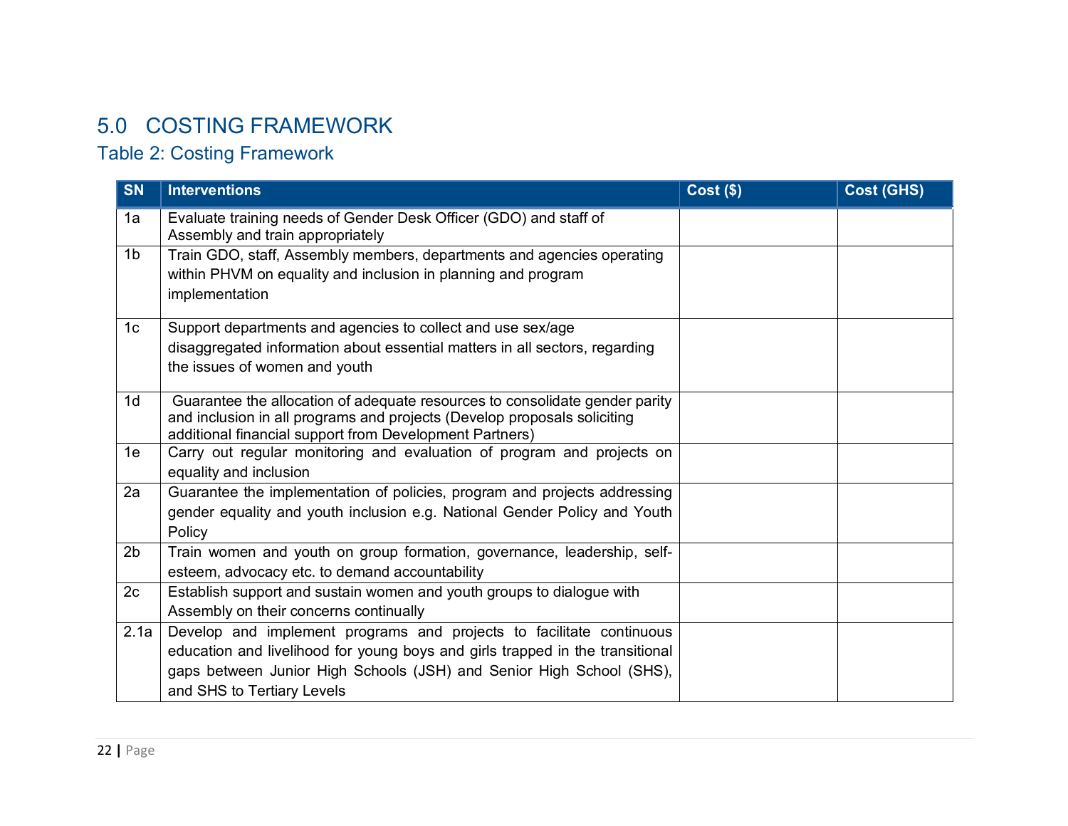# 5.0 COSTING FRAMEWORK

## Table 2: Costing Framework

| SN | Interventions | Cost ($) | Cost (GHS) |
|---|---|---|---|
| 1a | Evaluate training needs of Gender Desk Officer (GDO) and staff of Assembly and train appropriately | | |
| 1b | Train GDO, staff, Assembly members, departments and agencies operating within PHVM on equality and inclusion in planning and program implementation | | |
| 1c | Support departments and agencies to collect and use sex/age disaggregated information about essential matters in all sectors, regarding the issues of women and youth | | |
| 1d | Guarantee the allocation of adequate resources to consolidate gender parity and inclusion in all programs and projects (Develop proposals soliciting additional financial support from Development Partners) | | |
| 1e | Carry out regular monitoring and evaluation of program and projects on equality and inclusion | | |
| 2a | Guarantee the implementation of policies, program and projects addressing gender equality and youth inclusion e.g. National Gender Policy and Youth Policy | | |
| 2b | Train women and youth on group formation, governance, leadership, self-esteem, advocacy etc. to demand accountability | | |
| 2c | Establish support and sustain women and youth groups to dialogue with Assembly on their concerns continually | | |
| 2.1a | Develop and implement programs and projects to facilitate continuous education and livelihood for young boys and girls trapped in the transitional gaps between Junior High Schools (JSH) and Senior High School (SHS), and SHS to Tertiary Levels | | |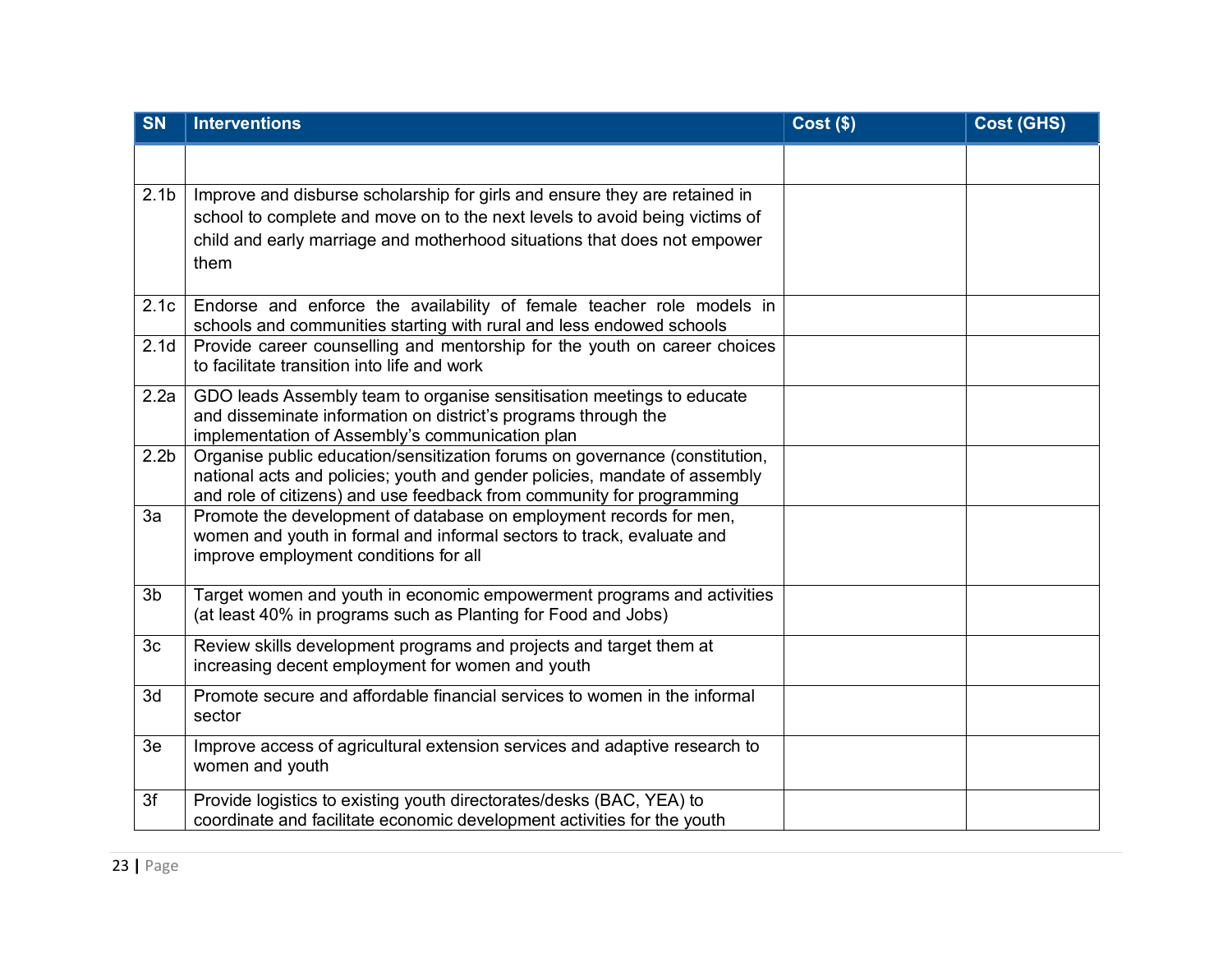| SN | Interventions | Cost ($) | Cost (GHS) |
|---|---|---|---|
| | | | |
| 2.1b | Improve and disburse scholarship for girls and ensure they are retained in school to complete and move on to the next levels to avoid being victims of child and early marriage and motherhood situations that does not empower them | | |
| 2.1c | Endorse and enforce the availability of female teacher role models in schools and communities starting with rural and less endowed schools | | |
| 2.1d | Provide career counselling and mentorship for the youth on career choices to facilitate transition into life and work | | |
| 2.2a | GDO leads Assembly team to organise sensitisation meetings to educate and disseminate information on district's programs through the implementation of Assembly's communication plan | | |
| 2.2b | Organise public education/sensitization forums on governance (constitution, national acts and policies; youth and gender policies, mandate of assembly and role of citizens) and use feedback from community for programming | | |
| 3a | Promote the development of database on employment records for men, women and youth in formal and informal sectors to track, evaluate and improve employment conditions for all | | |
| 3b | Target women and youth in economic empowerment programs and activities (at least 40% in programs such as Planting for Food and Jobs) | | |
| 3c | Review skills development programs and projects and target them at increasing decent employment for women and youth | | |
| 3d | Promote secure and affordable financial services to women in the informal sector | | |
| 3e | Improve access of agricultural extension services and adaptive research to women and youth | | |
| 3f | Provide logistics to existing youth directorates/desks (BAC, YEA) to coordinate and facilitate economic development activities for the youth | | |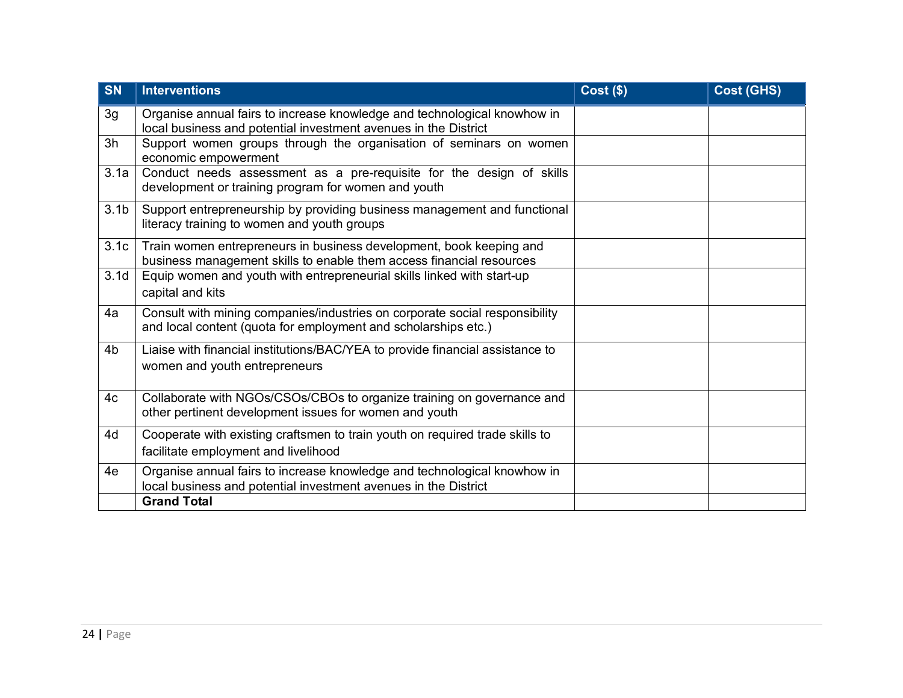| SN | Interventions | Cost ($) | Cost (GHS) |
|---|---|---|---|
| 3g | Organise annual fairs to increase knowledge and technological knowhow in local business and potential investment avenues in the District | | |
| 3h | Support women groups through the organisation of seminars on women economic empowerment | | |
| 3.1a | Conduct needs assessment as a pre-requisite for the design of skills development or training program for women and youth | | |
| 3.1b | Support entrepreneurship by providing business management and functional literacy training to women and youth groups | | |
| 3.1c | Train women entrepreneurs in business development, book keeping and business management skills to enable them access financial resources | | |
| 3.1d | Equip women and youth with entrepreneurial skills linked with start-up capital and kits | | |
| 4a | Consult with mining companies/industries on corporate social responsibility and local content (quota for employment and scholarships etc.) | | |
| 4b | Liaise with financial institutions/BAC/YEA to provide financial assistance to women and youth entrepreneurs | | |
| 4c | Collaborate with NGOs/CSOs/CBOs to organize training on governance and other pertinent development issues for women and youth | | |
| 4d | Cooperate with existing craftsmen to train youth on required trade skills to facilitate employment and livelihood | | |
| 4e | Organise annual fairs to increase knowledge and technological knowhow in local business and potential investment avenues in the District | | |
| | **Grand Total** | | |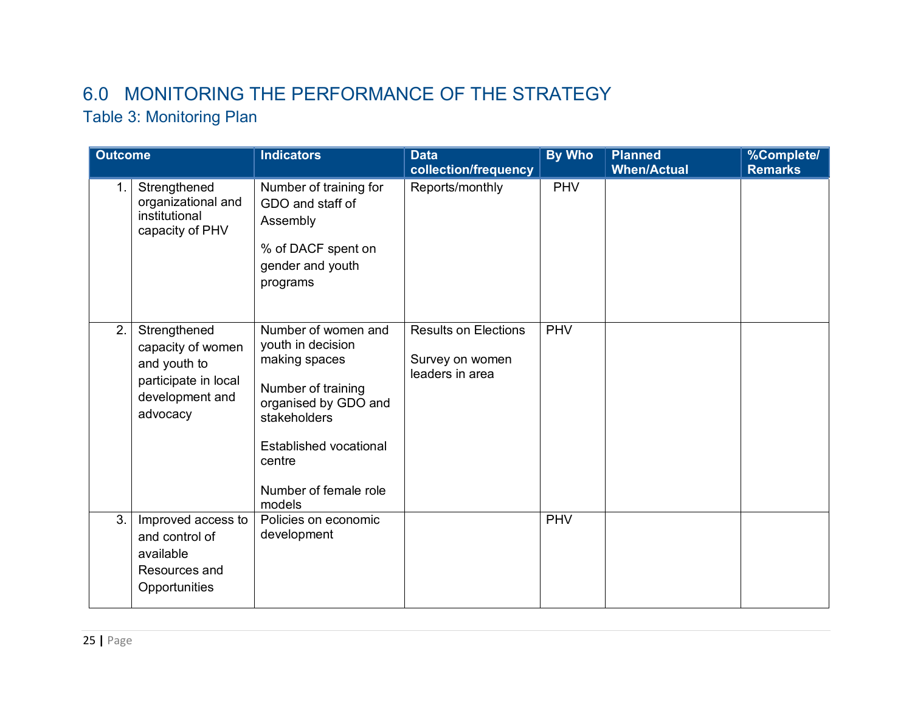# 6.0 MONITORING THE PERFORMANCE OF THE STRATEGY

## Table 3: Monitoring Plan

| Outcome | | Indicators | Data collection/frequency | By Who | Planned When/Actual | %Complete/ Remarks |
|---|---|---|---|---|---|---|
| 1. | Strengthened organizational and institutional capacity of PHV | Number of training for GDO and staff of Assembly<br><br>% of DACF spent on gender and youth programs | Reports/monthly | PHV | | |
| 2. | Strengthened capacity of women and youth to participate in local development and advocacy | Number of women and youth in decision making spaces<br><br>Number of training organised by GDO and stakeholders<br><br>Established vocational centre<br><br>Number of female role models | Results on Elections<br><br>Survey on women leaders in area | PHV | | |
| 3. | Improved access to and control of available Resources and Opportunities | Policies on economic development | | PHV | | |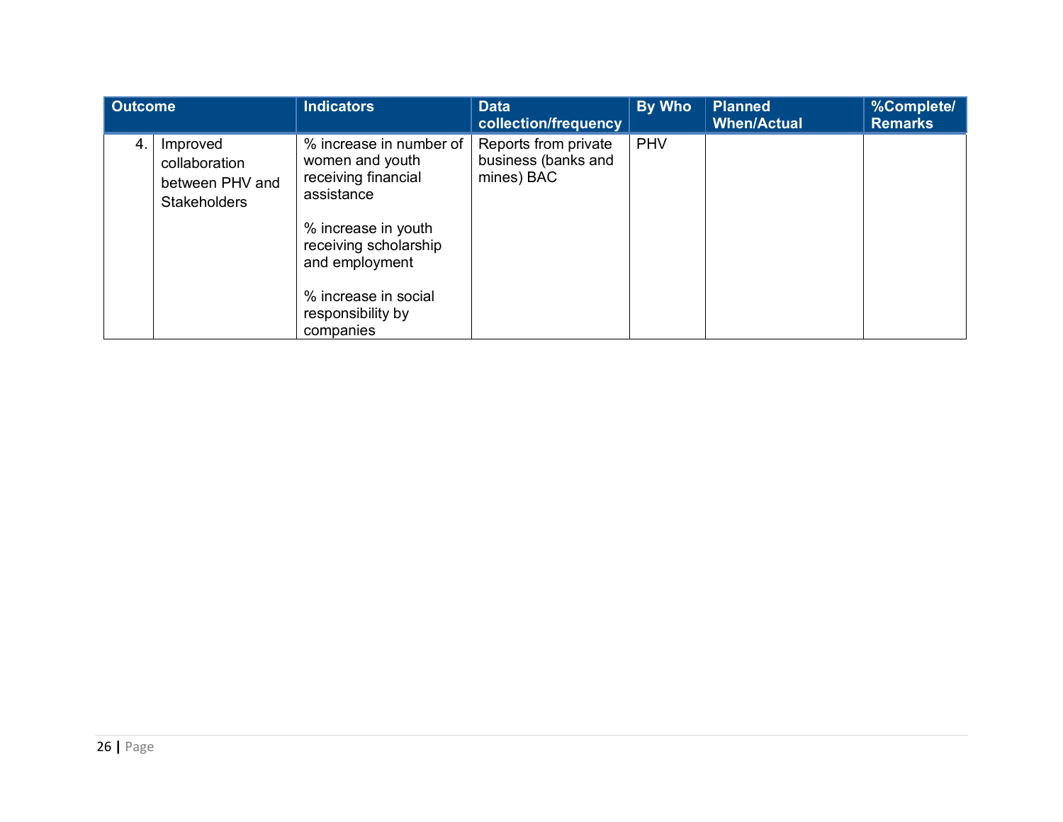| Outcome | | Indicators | Data collection/frequency | By Who | Planned When/Actual | %Complete/ Remarks |
|---|---|---|---|---|---|---|
| 4. | Improved collaboration between PHV and Stakeholders | % increase in number of women and youth receiving financial assistance<br><br>% increase in youth receiving scholarship and employment<br><br>% increase in social responsibility by companies | Reports from private business (banks and mines) BAC | PHV | | |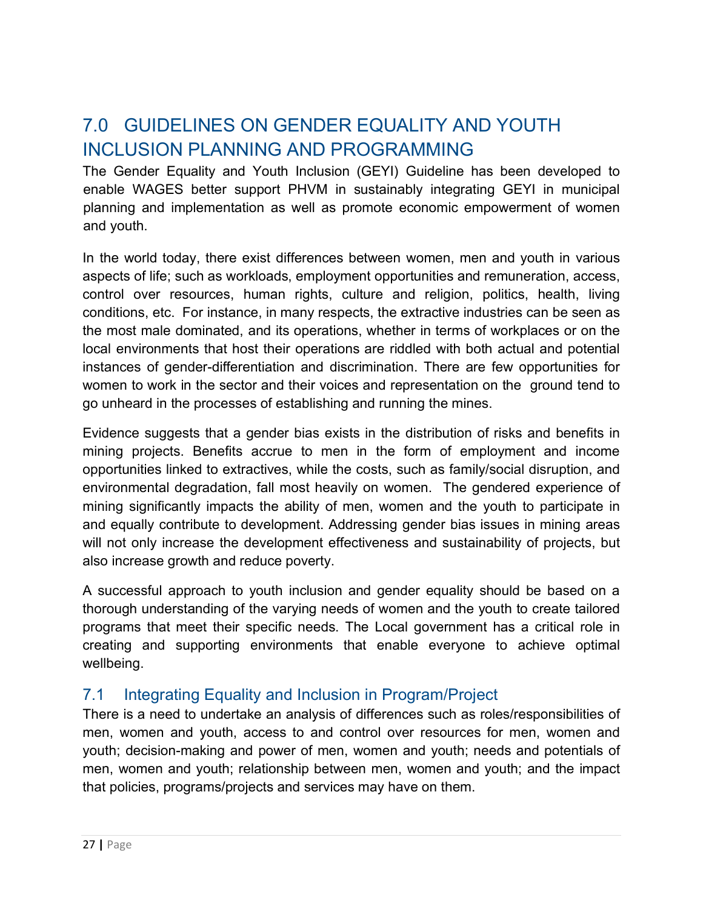# 7.0 GUIDELINES ON GENDER EQUALITY AND YOUTH INCLUSION PLANNING AND PROGRAMMING

The Gender Equality and Youth Inclusion (GEYI) Guideline has been developed to enable WAGES better support PHVM in sustainably integrating GEYI in municipal planning and implementation as well as promote economic empowerment of women and youth.

In the world today, there exist differences between women, men and youth in various aspects of life; such as workloads, employment opportunities and remuneration, access, control over resources, human rights, culture and religion, politics, health, living conditions, etc. For instance, in many respects, the extractive industries can be seen as the most male dominated, and its operations, whether in terms of workplaces or on the local environments that host their operations are riddled with both actual and potential instances of gender-differentiation and discrimination. There are few opportunities for women to work in the sector and their voices and representation on the ground tend to go unheard in the processes of establishing and running the mines.

Evidence suggests that a gender bias exists in the distribution of risks and benefits in mining projects. Benefits accrue to men in the form of employment and income opportunities linked to extractives, while the costs, such as family/social disruption, and environmental degradation, fall most heavily on women. The gendered experience of mining significantly impacts the ability of men, women and the youth to participate in and equally contribute to development. Addressing gender bias issues in mining areas will not only increase the development effectiveness and sustainability of projects, but also increase growth and reduce poverty.

A successful approach to youth inclusion and gender equality should be based on a thorough understanding of the varying needs of women and the youth to create tailored programs that meet their specific needs. The Local government has a critical role in creating and supporting environments that enable everyone to achieve optimal wellbeing.

## 7.1 Integrating Equality and Inclusion in Program/Project

There is a need to undertake an analysis of differences such as roles/responsibilities of men, women and youth, access to and control over resources for men, women and youth; decision-making and power of men, women and youth; needs and potentials of men, women and youth; relationship between men, women and youth; and the impact that policies, programs/projects and services may have on them.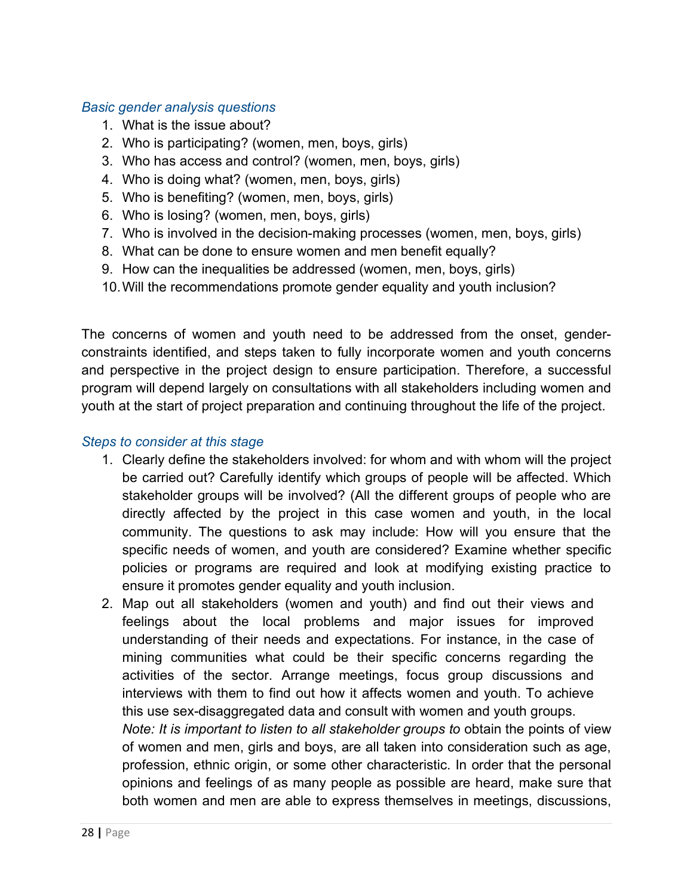*Basic gender analysis questions*

1. What is the issue about?
2. Who is participating? (women, men, boys, girls)
3. Who has access and control? (women, men, boys, girls)
4. Who is doing what? (women, men, boys, girls)
5. Who is benefiting? (women, men, boys, girls)
6. Who is losing? (women, men, boys, girls)
7. Who is involved in the decision-making processes (women, men, boys, girls)
8. What can be done to ensure women and men benefit equally?
9. How can the inequalities be addressed (women, men, boys, girls)
10. Will the recommendations promote gender equality and youth inclusion?

The concerns of women and youth need to be addressed from the onset, gender-constraints identified, and steps taken to fully incorporate women and youth concerns and perspective in the project design to ensure participation. Therefore, a successful program will depend largely on consultations with all stakeholders including women and youth at the start of project preparation and continuing throughout the life of the project.

*Steps to consider at this stage*

1. Clearly define the stakeholders involved: for whom and with whom will the project be carried out? Carefully identify which groups of people will be affected. Which stakeholder groups will be involved? (All the different groups of people who are directly affected by the project in this case women and youth, in the local community. The questions to ask may include: How will you ensure that the specific needs of women, and youth are considered? Examine whether specific policies or programs are required and look at modifying existing practice to ensure it promotes gender equality and youth inclusion.
2. Map out all stakeholders (women and youth) and find out their views and feelings about the local problems and major issues for improved understanding of their needs and expectations. For instance, in the case of mining communities what could be their specific concerns regarding the activities of the sector. Arrange meetings, focus group discussions and interviews with them to find out how it affects women and youth. To achieve this use sex-disaggregated data and consult with women and youth groups.
   *Note: It is important to listen to all stakeholder groups to* obtain the points of view of women and men, girls and boys, are all taken into consideration such as age, profession, ethnic origin, or some other characteristic. In order that the personal opinions and feelings of as many people as possible are heard, make sure that both women and men are able to express themselves in meetings, discussions,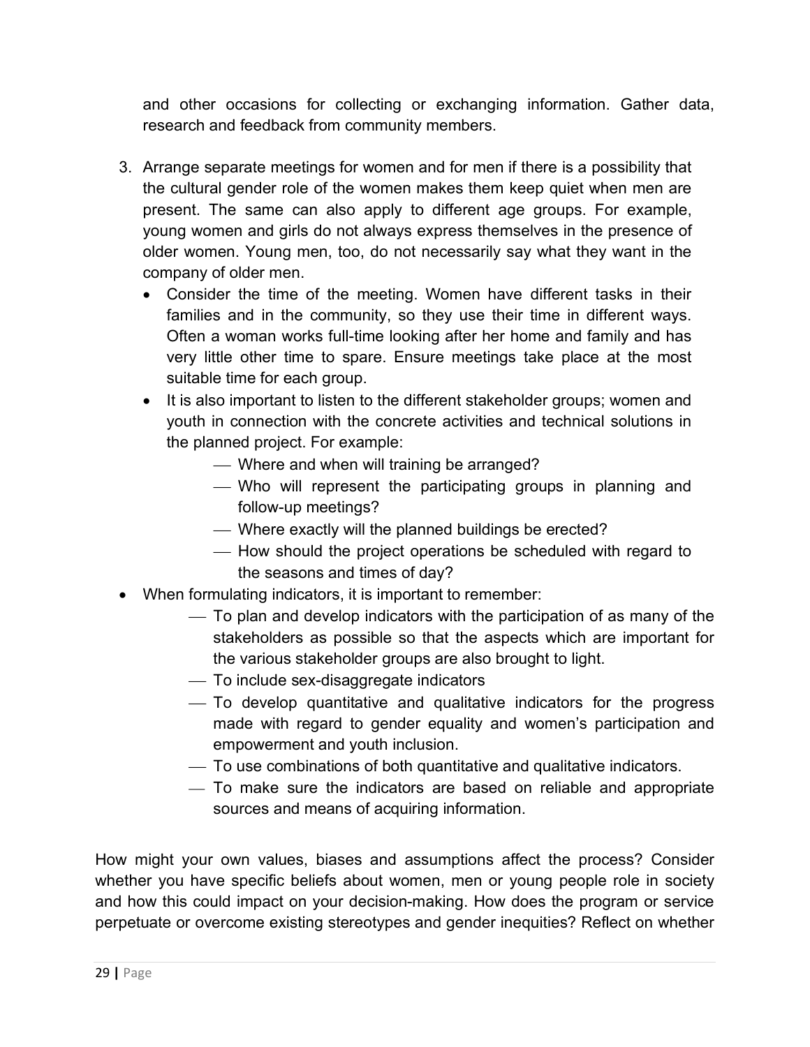and other occasions for collecting or exchanging information. Gather data, research and feedback from community members.

3. Arrange separate meetings for women and for men if there is a possibility that the cultural gender role of the women makes them keep quiet when men are present. The same can also apply to different age groups. For example, young women and girls do not always express themselves in the presence of older women. Young men, too, do not necessarily say what they want in the company of older men.
   - Consider the time of the meeting. Women have different tasks in their families and in the community, so they use their time in different ways. Often a woman works full-time looking after her home and family and has very little other time to spare. Ensure meetings take place at the most suitable time for each group.
   - It is also important to listen to the different stakeholder groups; women and youth in connection with the concrete activities and technical solutions in the planned project. For example:
     - Where and when will training be arranged?
     - Who will represent the participating groups in planning and follow-up meetings?
     - Where exactly will the planned buildings be erected?
     - How should the project operations be scheduled with regard to the seasons and times of day?
- When formulating indicators, it is important to remember:
  - To plan and develop indicators with the participation of as many of the stakeholders as possible so that the aspects which are important for the various stakeholder groups are also brought to light.
  - To include sex-disaggregate indicators
  - To develop quantitative and qualitative indicators for the progress made with regard to gender equality and women's participation and empowerment and youth inclusion.
  - To use combinations of both quantitative and qualitative indicators.
  - To make sure the indicators are based on reliable and appropriate sources and means of acquiring information.

How might your own values, biases and assumptions affect the process? Consider whether you have specific beliefs about women, men or young people role in society and how this could impact on your decision-making. How does the program or service perpetuate or overcome existing stereotypes and gender inequities? Reflect on whether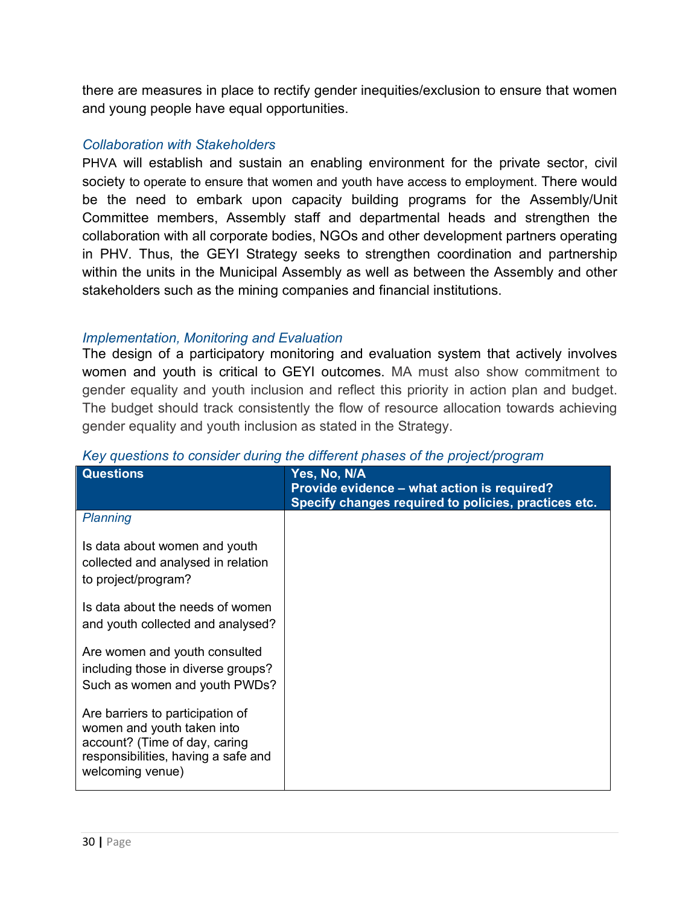there are measures in place to rectify gender inequities/exclusion to ensure that women and young people have equal opportunities.

*Collaboration with Stakeholders*

PHVA will establish and sustain an enabling environment for the private sector, civil society to operate to ensure that women and youth have access to employment. There would be the need to embark upon capacity building programs for the Assembly/Unit Committee members, Assembly staff and departmental heads and strengthen the collaboration with all corporate bodies, NGOs and other development partners operating in PHV. Thus, the GEYI Strategy seeks to strengthen coordination and partnership within the units in the Municipal Assembly as well as between the Assembly and other stakeholders such as the mining companies and financial institutions.

*Implementation, Monitoring and Evaluation*

The design of a participatory monitoring and evaluation system that actively involves women and youth is critical to GEYI outcomes. MA must also show commitment to gender equality and youth inclusion and reflect this priority in action plan and budget. The budget should track consistently the flow of resource allocation towards achieving gender equality and youth inclusion as stated in the Strategy.

*Key questions to consider during the different phases of the project/program*

| **Questions** | **Yes, No, N/A<br>Provide evidence – what action is required?<br>Specify changes required to policies, practices etc.** |
|---|---|
| *Planning* | |
| Is data about women and youth collected and analysed in relation to project/program? | |
| Is data about the needs of women and youth collected and analysed? | |
| Are women and youth consulted including those in diverse groups? Such as women and youth PWDs? | |
| Are barriers to participation of women and youth taken into account? (Time of day, caring responsibilities, having a safe and welcoming venue) | |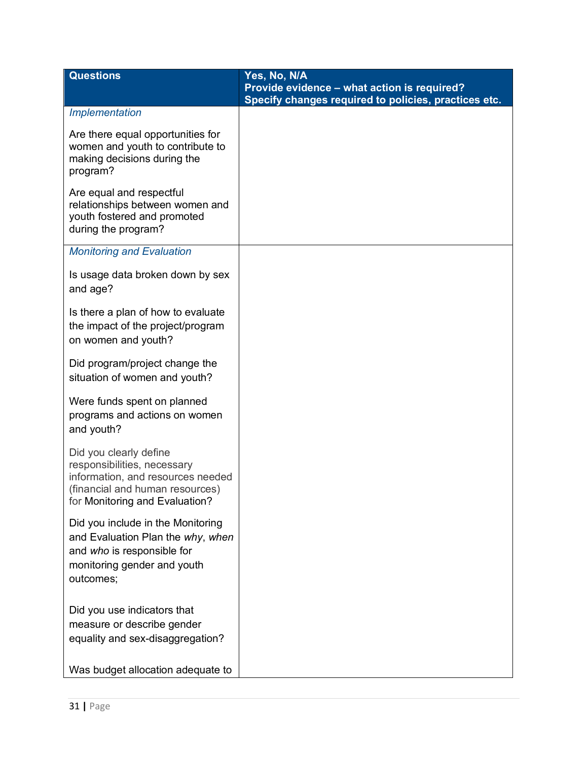| Questions | Yes, No, N/A<br>Provide evidence – what action is required?<br>Specify changes required to policies, practices etc. |
|---|---|
| *Implementation* | |
| Are there equal opportunities for women and youth to contribute to making decisions during the program? | |
| Are equal and respectful relationships between women and youth fostered and promoted during the program? | |
| *Monitoring and Evaluation* | |
| Is usage data broken down by sex and age? | |
| Is there a plan of how to evaluate the impact of the project/program on women and youth? | |
| Did program/project change the situation of women and youth? | |
| Were funds spent on planned programs and actions on women and youth? | |
| Did you clearly define responsibilities, necessary information, and resources needed (financial and human resources) for Monitoring and Evaluation? | |
| Did you include in the Monitoring and Evaluation Plan the *why*, *when* and *who* is responsible for monitoring gender and youth outcomes; | |
| Did you use indicators that measure or describe gender equality and sex-disaggregation? | |
| Was budget allocation adequate to | |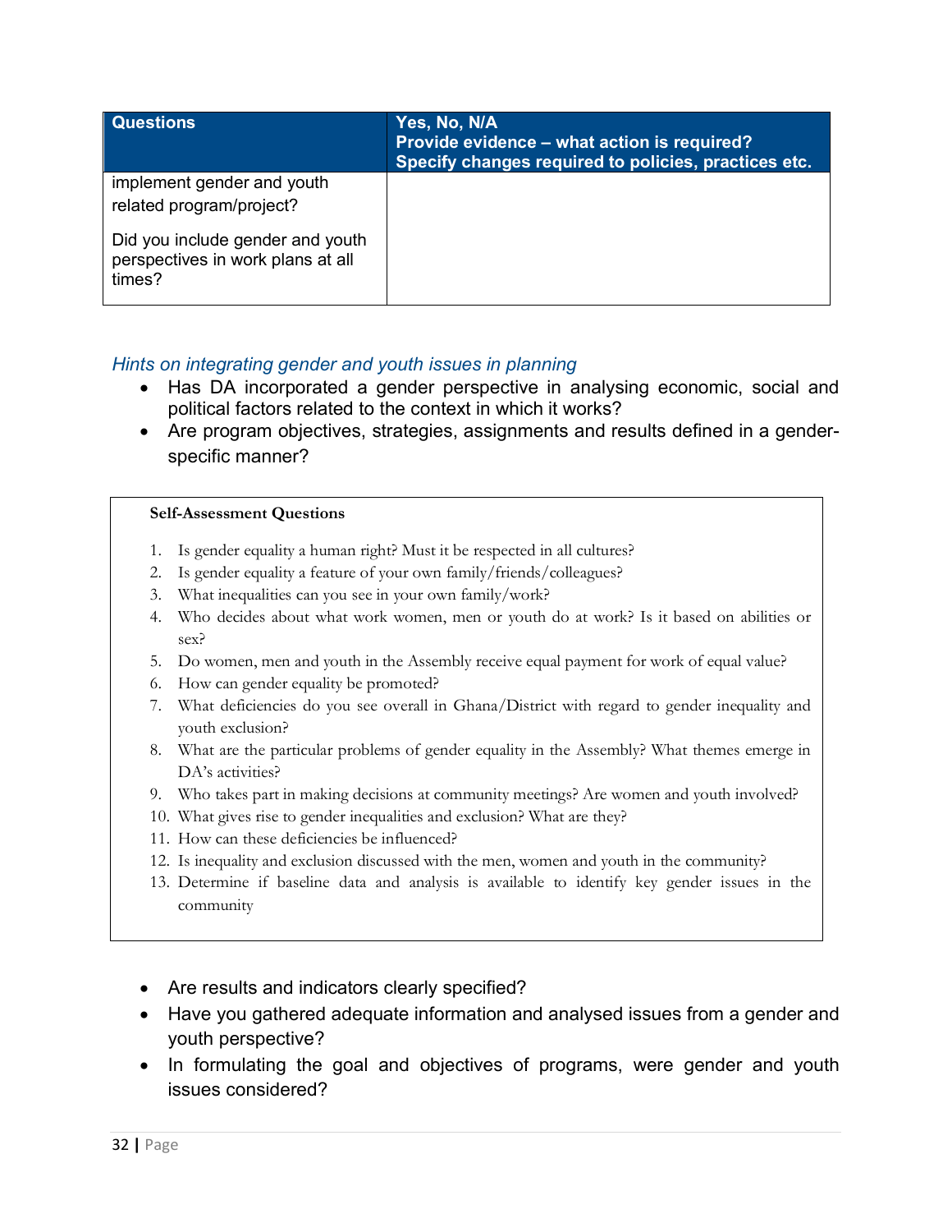| Questions | Yes, No, N/A<br>Provide evidence – what action is required?<br>Specify changes required to policies, practices etc. |
|---|---|
| implement gender and youth related program/project?<br><br>Did you include gender and youth perspectives in work plans at all times? | |

*Hints on integrating gender and youth issues in planning*

- Has DA incorporated a gender perspective in analysing economic, social and political factors related to the context in which it works?
- Are program objectives, strategies, assignments and results defined in a gender-specific manner?

**Self-Assessment Questions**

1. Is gender equality a human right? Must it be respected in all cultures?
2. Is gender equality a feature of your own family/friends/colleagues?
3. What inequalities can you see in your own family/work?
4. Who decides about what work women, men or youth do at work? Is it based on abilities or sex?
5. Do women, men and youth in the Assembly receive equal payment for work of equal value?
6. How can gender equality be promoted?
7. What deficiencies do you see overall in Ghana/District with regard to gender inequality and youth exclusion?
8. What are the particular problems of gender equality in the Assembly? What themes emerge in DA's activities?
9. Who takes part in making decisions at community meetings? Are women and youth involved?
10. What gives rise to gender inequalities and exclusion? What are they?
11. How can these deficiencies be influenced?
12. Is inequality and exclusion discussed with the men, women and youth in the community?
13. Determine if baseline data and analysis is available to identify key gender issues in the community

- Are results and indicators clearly specified?
- Have you gathered adequate information and analysed issues from a gender and youth perspective?
- In formulating the goal and objectives of programs, were gender and youth issues considered?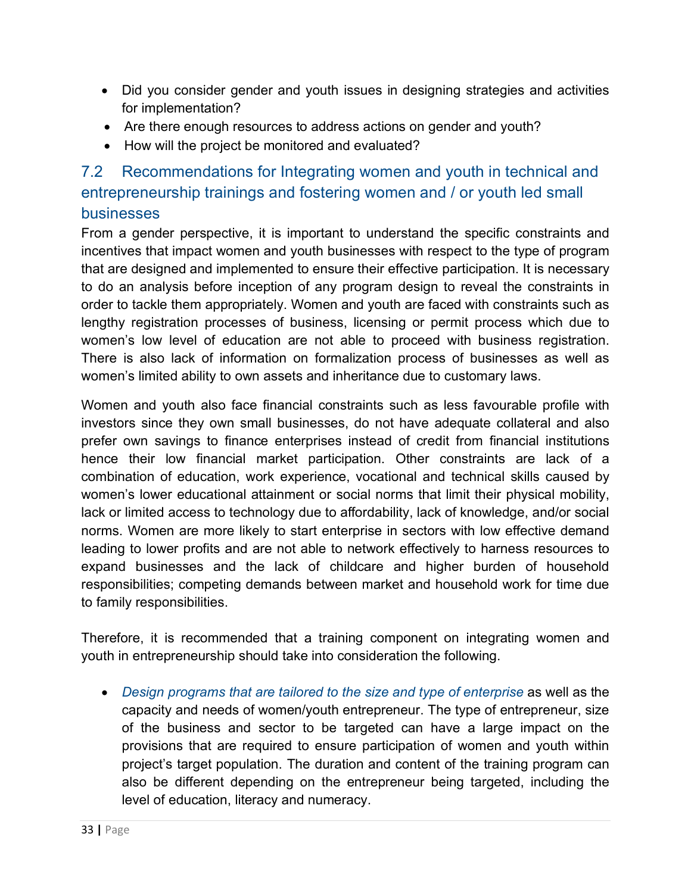- Did you consider gender and youth issues in designing strategies and activities for implementation?
- Are there enough resources to address actions on gender and youth?
- How will the project be monitored and evaluated?

## 7.2 Recommendations for Integrating women and youth in technical and entrepreneurship trainings and fostering women and / or youth led small businesses

From a gender perspective, it is important to understand the specific constraints and incentives that impact women and youth businesses with respect to the type of program that are designed and implemented to ensure their effective participation. It is necessary to do an analysis before inception of any program design to reveal the constraints in order to tackle them appropriately. Women and youth are faced with constraints such as lengthy registration processes of business, licensing or permit process which due to women's low level of education are not able to proceed with business registration. There is also lack of information on formalization process of businesses as well as women's limited ability to own assets and inheritance due to customary laws.

Women and youth also face financial constraints such as less favourable profile with investors since they own small businesses, do not have adequate collateral and also prefer own savings to finance enterprises instead of credit from financial institutions hence their low financial market participation. Other constraints are lack of a combination of education, work experience, vocational and technical skills caused by women's lower educational attainment or social norms that limit their physical mobility, lack or limited access to technology due to affordability, lack of knowledge, and/or social norms. Women are more likely to start enterprise in sectors with low effective demand leading to lower profits and are not able to network effectively to harness resources to expand businesses and the lack of childcare and higher burden of household responsibilities; competing demands between market and household work for time due to family responsibilities.

Therefore, it is recommended that a training component on integrating women and youth in entrepreneurship should take into consideration the following.

- *Design programs that are tailored to the size and type of enterprise* as well as the capacity and needs of women/youth entrepreneur. The type of entrepreneur, size of the business and sector to be targeted can have a large impact on the provisions that are required to ensure participation of women and youth within project's target population. The duration and content of the training program can also be different depending on the entrepreneur being targeted, including the level of education, literacy and numeracy.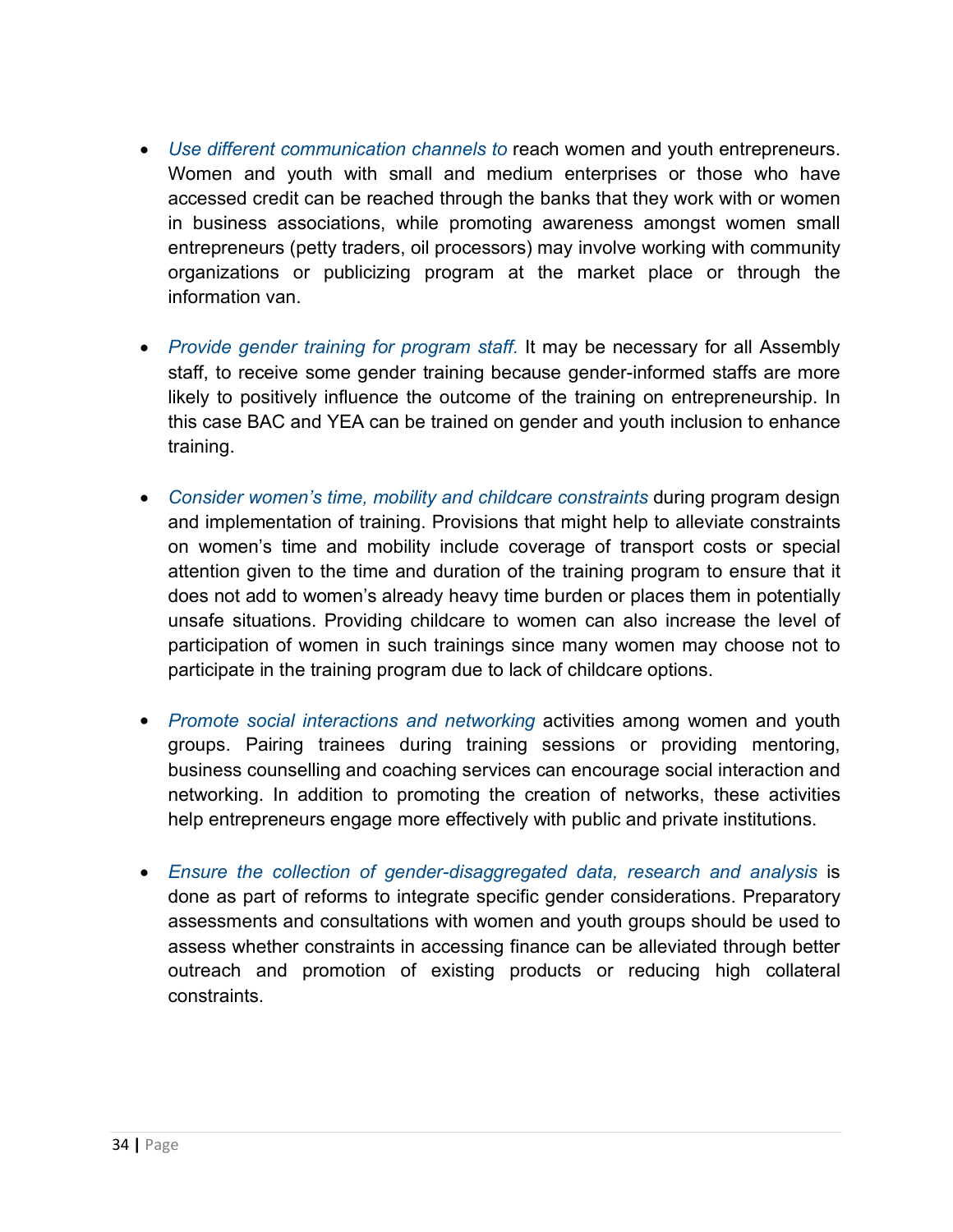- *Use different communication channels to* reach women and youth entrepreneurs. Women and youth with small and medium enterprises or those who have accessed credit can be reached through the banks that they work with or women in business associations, while promoting awareness amongst women small entrepreneurs (petty traders, oil processors) may involve working with community organizations or publicizing program at the market place or through the information van.

- *Provide gender training for program staff.* It may be necessary for all Assembly staff, to receive some gender training because gender-informed staffs are more likely to positively influence the outcome of the training on entrepreneurship. In this case BAC and YEA can be trained on gender and youth inclusion to enhance training.

- *Consider women's time, mobility and childcare constraints* during program design and implementation of training. Provisions that might help to alleviate constraints on women's time and mobility include coverage of transport costs or special attention given to the time and duration of the training program to ensure that it does not add to women's already heavy time burden or places them in potentially unsafe situations. Providing childcare to women can also increase the level of participation of women in such trainings since many women may choose not to participate in the training program due to lack of childcare options.

- *Promote social interactions and networking* activities among women and youth groups. Pairing trainees during training sessions or providing mentoring, business counselling and coaching services can encourage social interaction and networking. In addition to promoting the creation of networks, these activities help entrepreneurs engage more effectively with public and private institutions.

- *Ensure the collection of gender-disaggregated data, research and analysis* is done as part of reforms to integrate specific gender considerations. Preparatory assessments and consultations with women and youth groups should be used to assess whether constraints in accessing finance can be alleviated through better outreach and promotion of existing products or reducing high collateral constraints.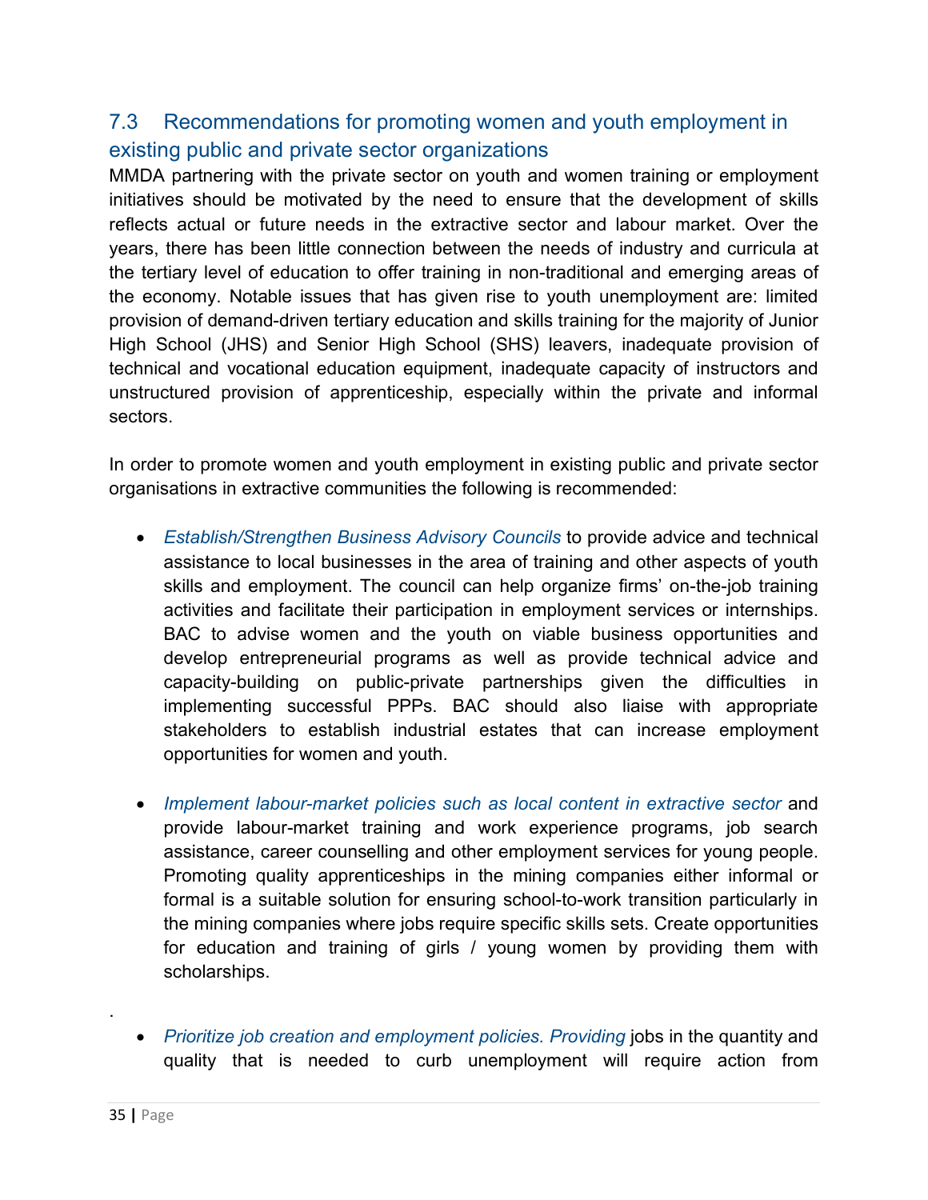## 7.3 Recommendations for promoting women and youth employment in existing public and private sector organizations

MMDA partnering with the private sector on youth and women training or employment initiatives should be motivated by the need to ensure that the development of skills reflects actual or future needs in the extractive sector and labour market. Over the years, there has been little connection between the needs of industry and curricula at the tertiary level of education to offer training in non-traditional and emerging areas of the economy. Notable issues that has given rise to youth unemployment are: limited provision of demand-driven tertiary education and skills training for the majority of Junior High School (JHS) and Senior High School (SHS) leavers, inadequate provision of technical and vocational education equipment, inadequate capacity of instructors and unstructured provision of apprenticeship, especially within the private and informal sectors.

In order to promote women and youth employment in existing public and private sector organisations in extractive communities the following is recommended:

- *Establish/Strengthen Business Advisory Councils* to provide advice and technical assistance to local businesses in the area of training and other aspects of youth skills and employment. The council can help organize firms' on-the-job training activities and facilitate their participation in employment services or internships. BAC to advise women and the youth on viable business opportunities and develop entrepreneurial programs as well as provide technical advice and capacity-building on public-private partnerships given the difficulties in implementing successful PPPs. BAC should also liaise with appropriate stakeholders to establish industrial estates that can increase employment opportunities for women and youth.

- *Implement labour-market policies such as local content in extractive sector* and provide labour-market training and work experience programs, job search assistance, career counselling and other employment services for young people. Promoting quality apprenticeships in the mining companies either informal or formal is a suitable solution for ensuring school-to-work transition particularly in the mining companies where jobs require specific skills sets. Create opportunities for education and training of girls / young women by providing them with scholarships.

.

- *Prioritize job creation and employment policies. Providing* jobs in the quantity and quality that is needed to curb unemployment will require action from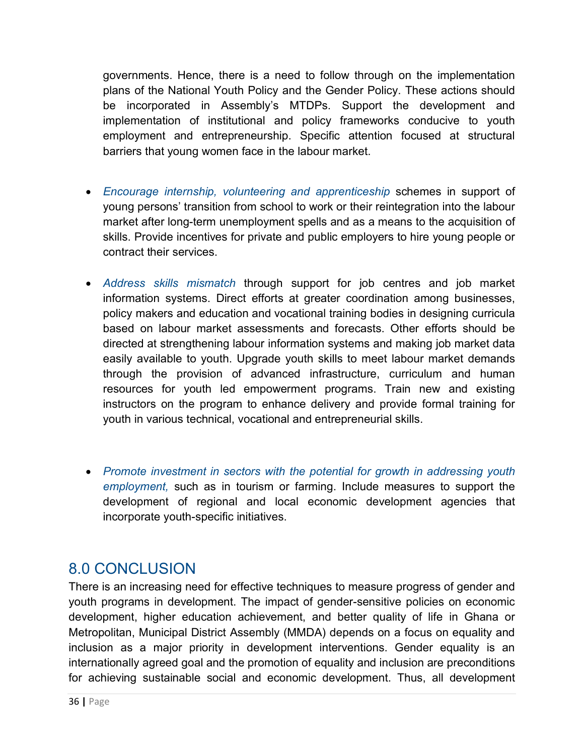governments. Hence, there is a need to follow through on the implementation plans of the National Youth Policy and the Gender Policy. These actions should be incorporated in Assembly's MTDPs. Support the development and implementation of institutional and policy frameworks conducive to youth employment and entrepreneurship. Specific attention focused at structural barriers that young women face in the labour market.

- *Encourage internship, volunteering and apprenticeship* schemes in support of young persons' transition from school to work or their reintegration into the labour market after long-term unemployment spells and as a means to the acquisition of skills. Provide incentives for private and public employers to hire young people or contract their services.

- *Address skills mismatch* through support for job centres and job market information systems. Direct efforts at greater coordination among businesses, policy makers and education and vocational training bodies in designing curricula based on labour market assessments and forecasts. Other efforts should be directed at strengthening labour information systems and making job market data easily available to youth. Upgrade youth skills to meet labour market demands through the provision of advanced infrastructure, curriculum and human resources for youth led empowerment programs. Train new and existing instructors on the program to enhance delivery and provide formal training for youth in various technical, vocational and entrepreneurial skills.

- *Promote investment in sectors with the potential for growth in addressing youth employment,* such as in tourism or farming. Include measures to support the development of regional and local economic development agencies that incorporate youth-specific initiatives.

# 8.0 CONCLUSION

There is an increasing need for effective techniques to measure progress of gender and youth programs in development. The impact of gender-sensitive policies on economic development, higher education achievement, and better quality of life in Ghana or Metropolitan, Municipal District Assembly (MMDA) depends on a focus on equality and inclusion as a major priority in development interventions. Gender equality is an internationally agreed goal and the promotion of equality and inclusion are preconditions for achieving sustainable social and economic development. Thus, all development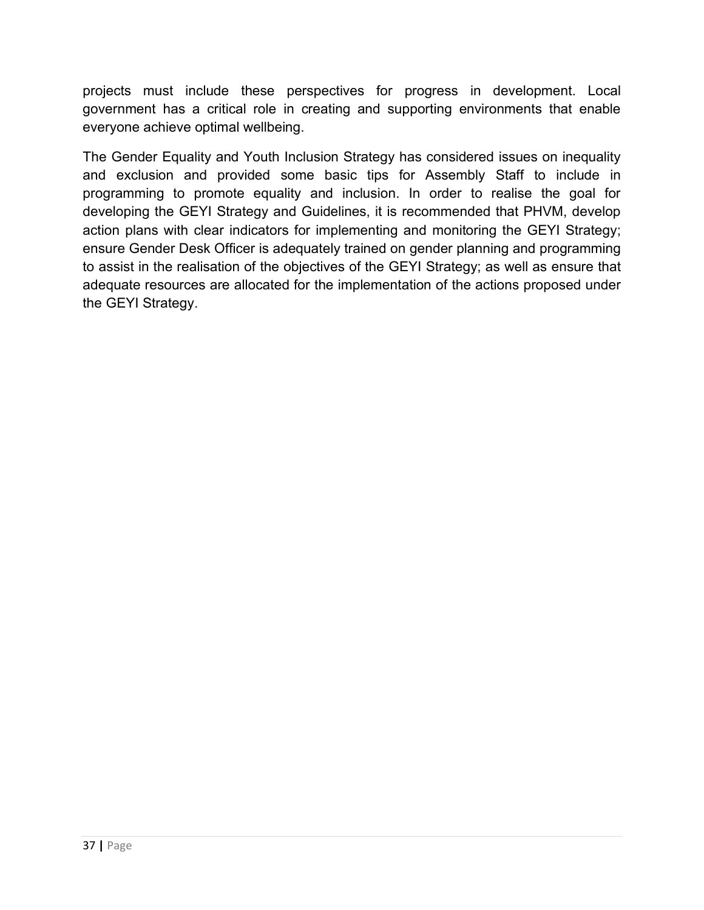projects must include these perspectives for progress in development. Local government has a critical role in creating and supporting environments that enable everyone achieve optimal wellbeing.

The Gender Equality and Youth Inclusion Strategy has considered issues on inequality and exclusion and provided some basic tips for Assembly Staff to include in programming to promote equality and inclusion. In order to realise the goal for developing the GEYI Strategy and Guidelines, it is recommended that PHVM, develop action plans with clear indicators for implementing and monitoring the GEYI Strategy; ensure Gender Desk Officer is adequately trained on gender planning and programming to assist in the realisation of the objectives of the GEYI Strategy; as well as ensure that adequate resources are allocated for the implementation of the actions proposed under the GEYI Strategy.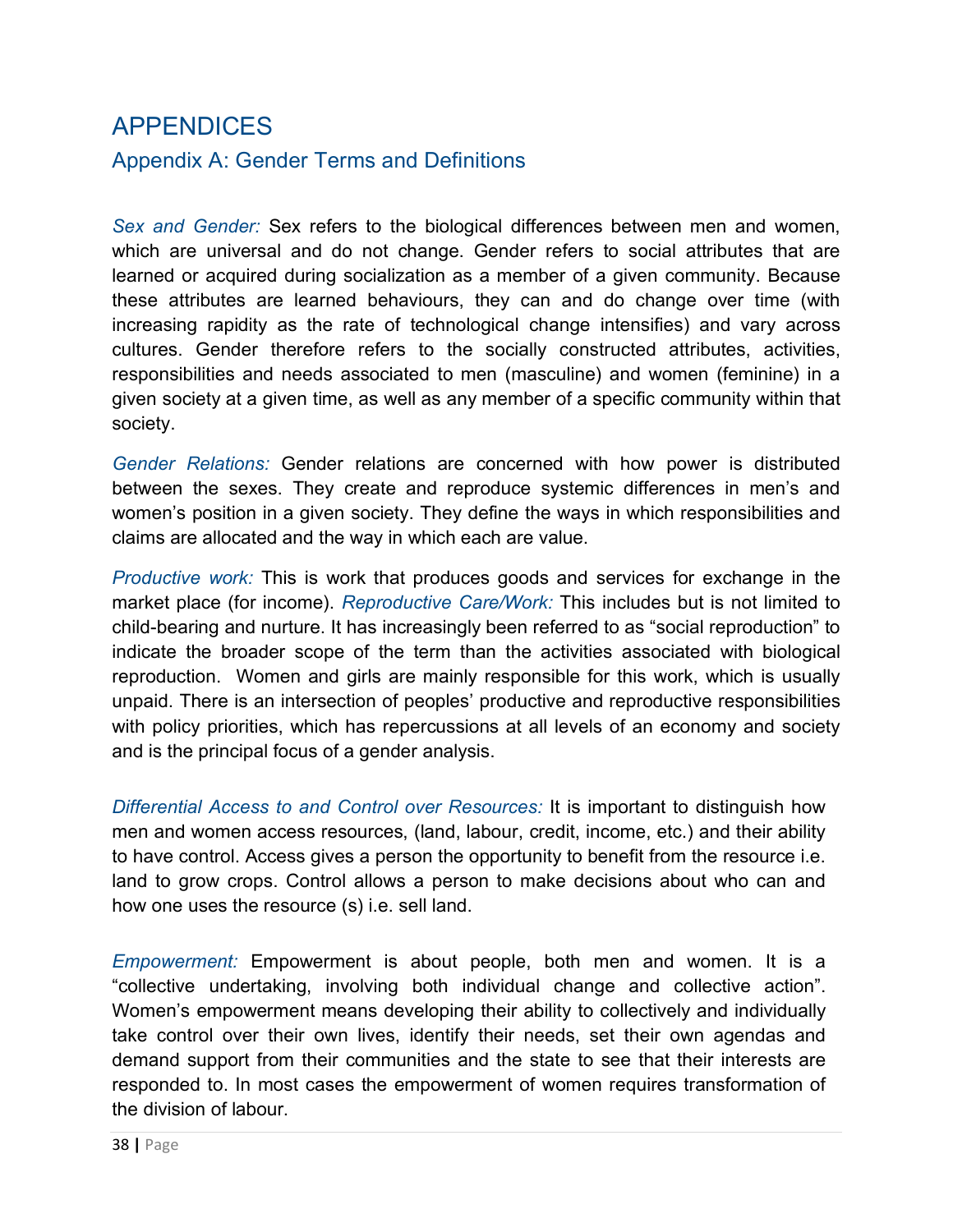# APPENDICES

## Appendix A: Gender Terms and Definitions

*Sex and Gender:* Sex refers to the biological differences between men and women, which are universal and do not change. Gender refers to social attributes that are learned or acquired during socialization as a member of a given community. Because these attributes are learned behaviours, they can and do change over time (with increasing rapidity as the rate of technological change intensifies) and vary across cultures. Gender therefore refers to the socially constructed attributes, activities, responsibilities and needs associated to men (masculine) and women (feminine) in a given society at a given time, as well as any member of a specific community within that society.

*Gender Relations:* Gender relations are concerned with how power is distributed between the sexes. They create and reproduce systemic differences in men's and women's position in a given society. They define the ways in which responsibilities and claims are allocated and the way in which each are value.

*Productive work:* This is work that produces goods and services for exchange in the market place (for income). *Reproductive Care/Work:* This includes but is not limited to child-bearing and nurture. It has increasingly been referred to as "social reproduction" to indicate the broader scope of the term than the activities associated with biological reproduction. Women and girls are mainly responsible for this work, which is usually unpaid. There is an intersection of peoples' productive and reproductive responsibilities with policy priorities, which has repercussions at all levels of an economy and society and is the principal focus of a gender analysis.

*Differential Access to and Control over Resources:* It is important to distinguish how men and women access resources, (land, labour, credit, income, etc.) and their ability to have control. Access gives a person the opportunity to benefit from the resource i.e. land to grow crops. Control allows a person to make decisions about who can and how one uses the resource (s) i.e. sell land.

*Empowerment:* Empowerment is about people, both men and women. It is a "collective undertaking, involving both individual change and collective action". Women's empowerment means developing their ability to collectively and individually take control over their own lives, identify their needs, set their own agendas and demand support from their communities and the state to see that their interests are responded to. In most cases the empowerment of women requires transformation of the division of labour.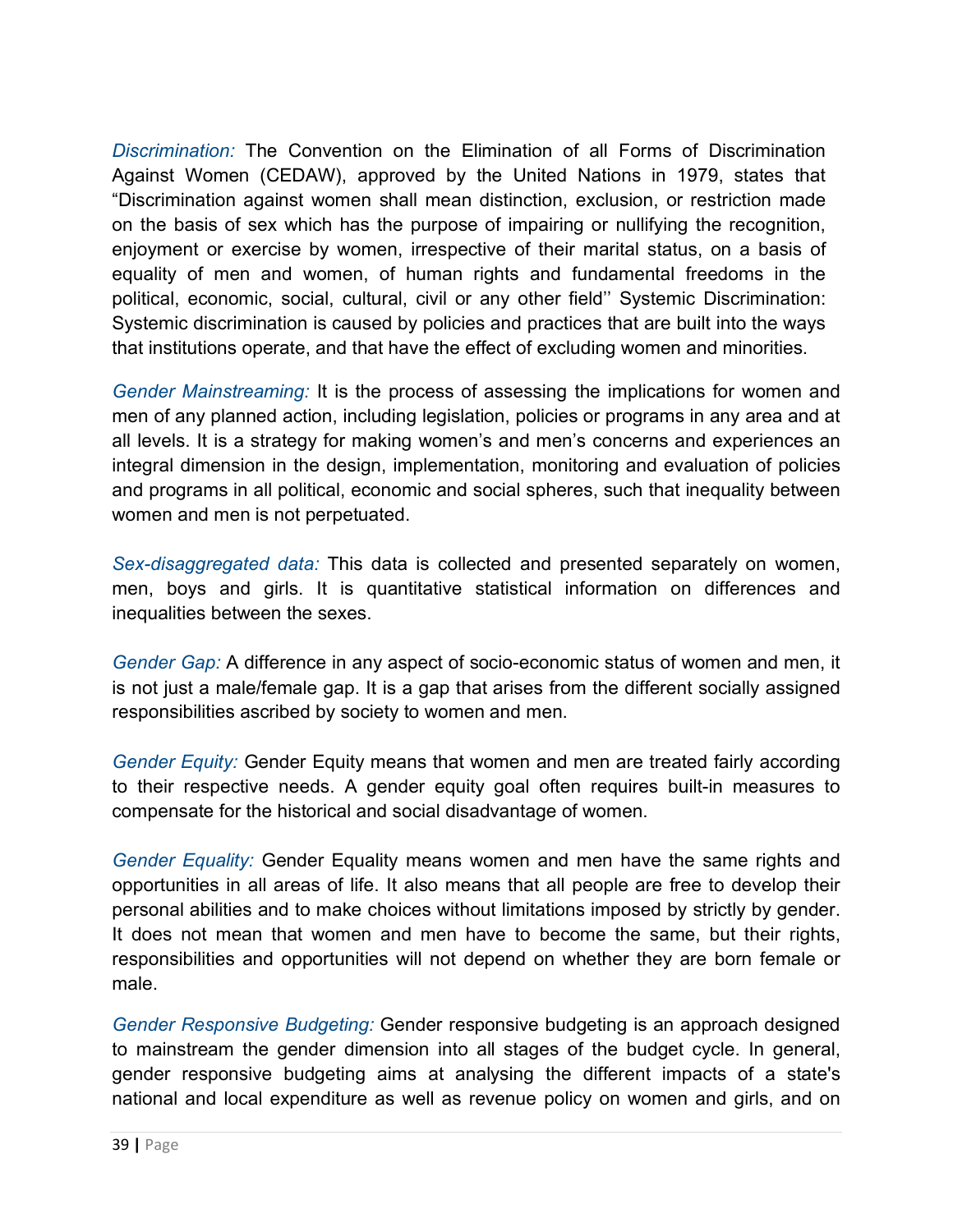*Discrimination:* The Convention on the Elimination of all Forms of Discrimination Against Women (CEDAW), approved by the United Nations in 1979, states that "Discrimination against women shall mean distinction, exclusion, or restriction made on the basis of sex which has the purpose of impairing or nullifying the recognition, enjoyment or exercise by women, irrespective of their marital status, on a basis of equality of men and women, of human rights and fundamental freedoms in the political, economic, social, cultural, civil or any other field'' Systemic Discrimination: Systemic discrimination is caused by policies and practices that are built into the ways that institutions operate, and that have the effect of excluding women and minorities.

*Gender Mainstreaming:* It is the process of assessing the implications for women and men of any planned action, including legislation, policies or programs in any area and at all levels. It is a strategy for making women's and men's concerns and experiences an integral dimension in the design, implementation, monitoring and evaluation of policies and programs in all political, economic and social spheres, such that inequality between women and men is not perpetuated.

*Sex-disaggregated data:* This data is collected and presented separately on women, men, boys and girls. It is quantitative statistical information on differences and inequalities between the sexes.

*Gender Gap:* A difference in any aspect of socio-economic status of women and men, it is not just a male/female gap. It is a gap that arises from the different socially assigned responsibilities ascribed by society to women and men.

*Gender Equity:* Gender Equity means that women and men are treated fairly according to their respective needs. A gender equity goal often requires built-in measures to compensate for the historical and social disadvantage of women.

*Gender Equality:* Gender Equality means women and men have the same rights and opportunities in all areas of life. It also means that all people are free to develop their personal abilities and to make choices without limitations imposed by strictly by gender. It does not mean that women and men have to become the same, but their rights, responsibilities and opportunities will not depend on whether they are born female or male.

*Gender Responsive Budgeting:* Gender responsive budgeting is an approach designed to mainstream the gender dimension into all stages of the budget cycle. In general, gender responsive budgeting aims at analysing the different impacts of a state's national and local expenditure as well as revenue policy on women and girls, and on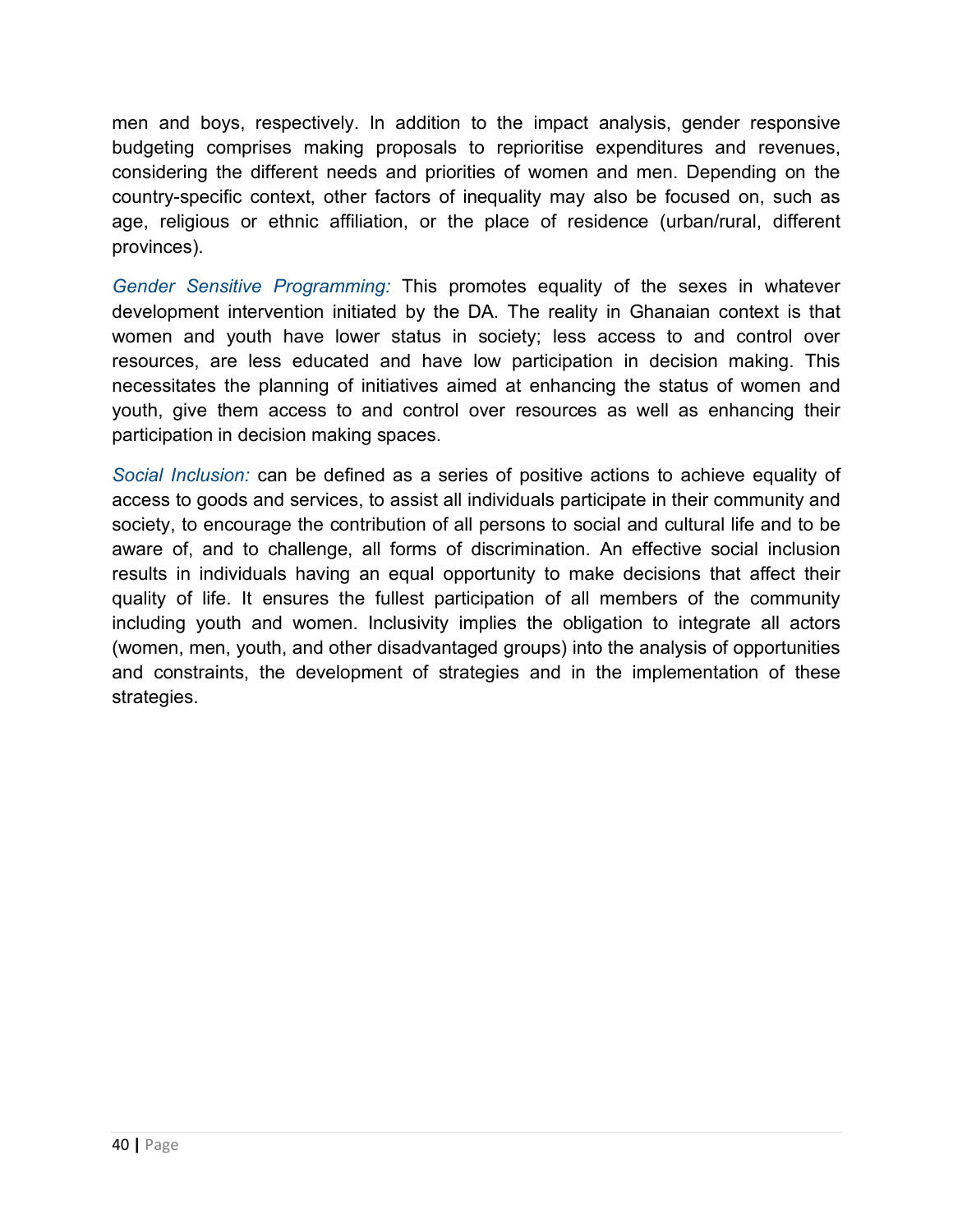men and boys, respectively. In addition to the impact analysis, gender responsive budgeting comprises making proposals to reprioritise expenditures and revenues, considering the different needs and priorities of women and men. Depending on the country-specific context, other factors of inequality may also be focused on, such as age, religious or ethnic affiliation, or the place of residence (urban/rural, different provinces).

*Gender Sensitive Programming:* This promotes equality of the sexes in whatever development intervention initiated by the DA. The reality in Ghanaian context is that women and youth have lower status in society; less access to and control over resources, are less educated and have low participation in decision making. This necessitates the planning of initiatives aimed at enhancing the status of women and youth, give them access to and control over resources as well as enhancing their participation in decision making spaces.

*Social Inclusion:* can be defined as a series of positive actions to achieve equality of access to goods and services, to assist all individuals participate in their community and society, to encourage the contribution of all persons to social and cultural life and to be aware of, and to challenge, all forms of discrimination. An effective social inclusion results in individuals having an equal opportunity to make decisions that affect their quality of life. It ensures the fullest participation of all members of the community including youth and women. Inclusivity implies the obligation to integrate all actors (women, men, youth, and other disadvantaged groups) into the analysis of opportunities and constraints, the development of strategies and in the implementation of these strategies.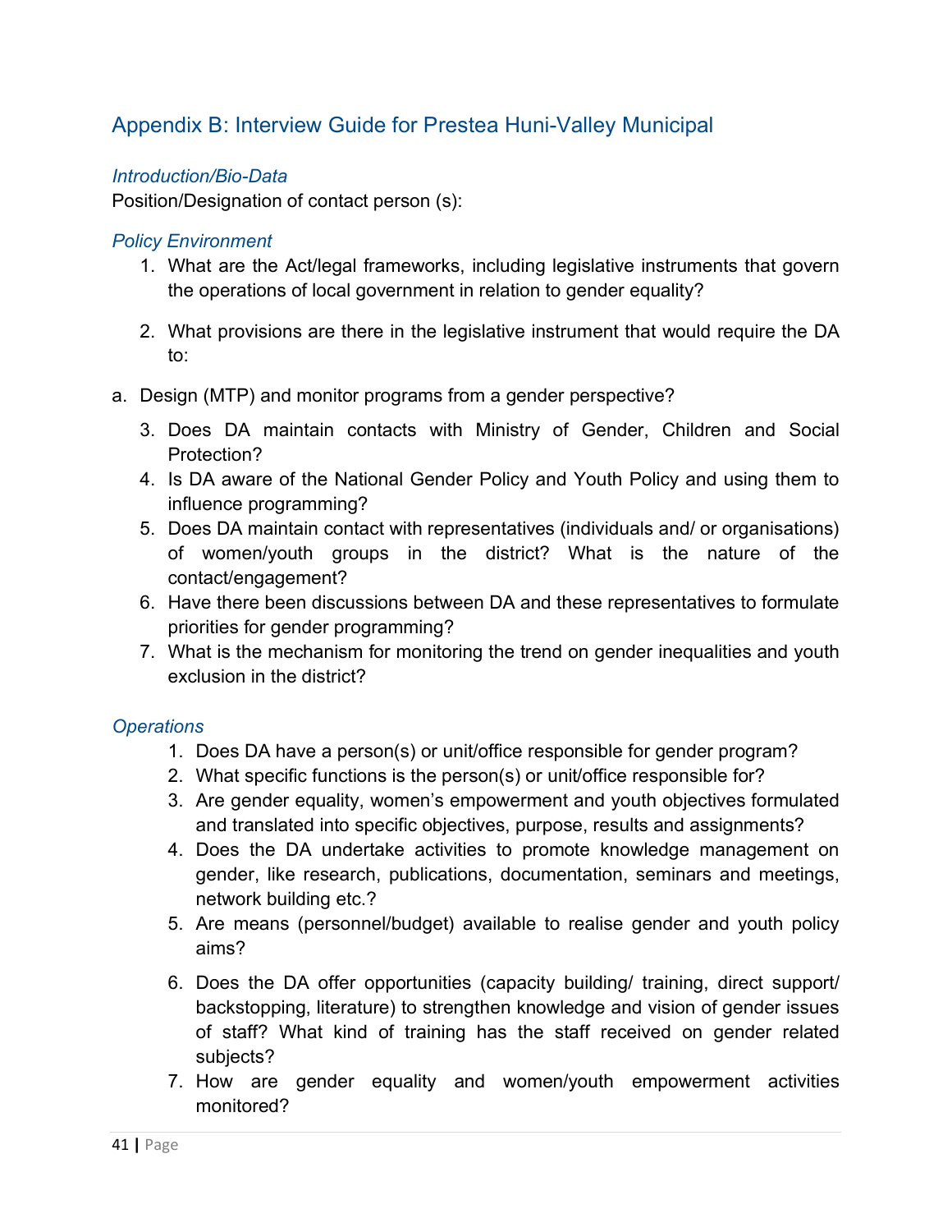## Appendix B: Interview Guide for Prestea Huni-Valley Municipal

### *Introduction/Bio-Data*

Position/Designation of contact person (s):

### *Policy Environment*

1. What are the Act/legal frameworks, including legislative instruments that govern the operations of local government in relation to gender equality?

2. What provisions are there in the legislative instrument that would require the DA to:

a. Design (MTP) and monitor programs from a gender perspective?

3. Does DA maintain contacts with Ministry of Gender, Children and Social Protection?
4. Is DA aware of the National Gender Policy and Youth Policy and using them to influence programming?
5. Does DA maintain contact with representatives (individuals and/ or organisations) of women/youth groups in the district? What is the nature of the contact/engagement?
6. Have there been discussions between DA and these representatives to formulate priorities for gender programming?
7. What is the mechanism for monitoring the trend on gender inequalities and youth exclusion in the district?

### *Operations*

1. Does DA have a person(s) or unit/office responsible for gender program?
2. What specific functions is the person(s) or unit/office responsible for?
3. Are gender equality, women's empowerment and youth objectives formulated and translated into specific objectives, purpose, results and assignments?
4. Does the DA undertake activities to promote knowledge management on gender, like research, publications, documentation, seminars and meetings, network building etc.?
5. Are means (personnel/budget) available to realise gender and youth policy aims?

6. Does the DA offer opportunities (capacity building/ training, direct support/ backstopping, literature) to strengthen knowledge and vision of gender issues of staff? What kind of training has the staff received on gender related subjects?
7. How are gender equality and women/youth empowerment activities monitored?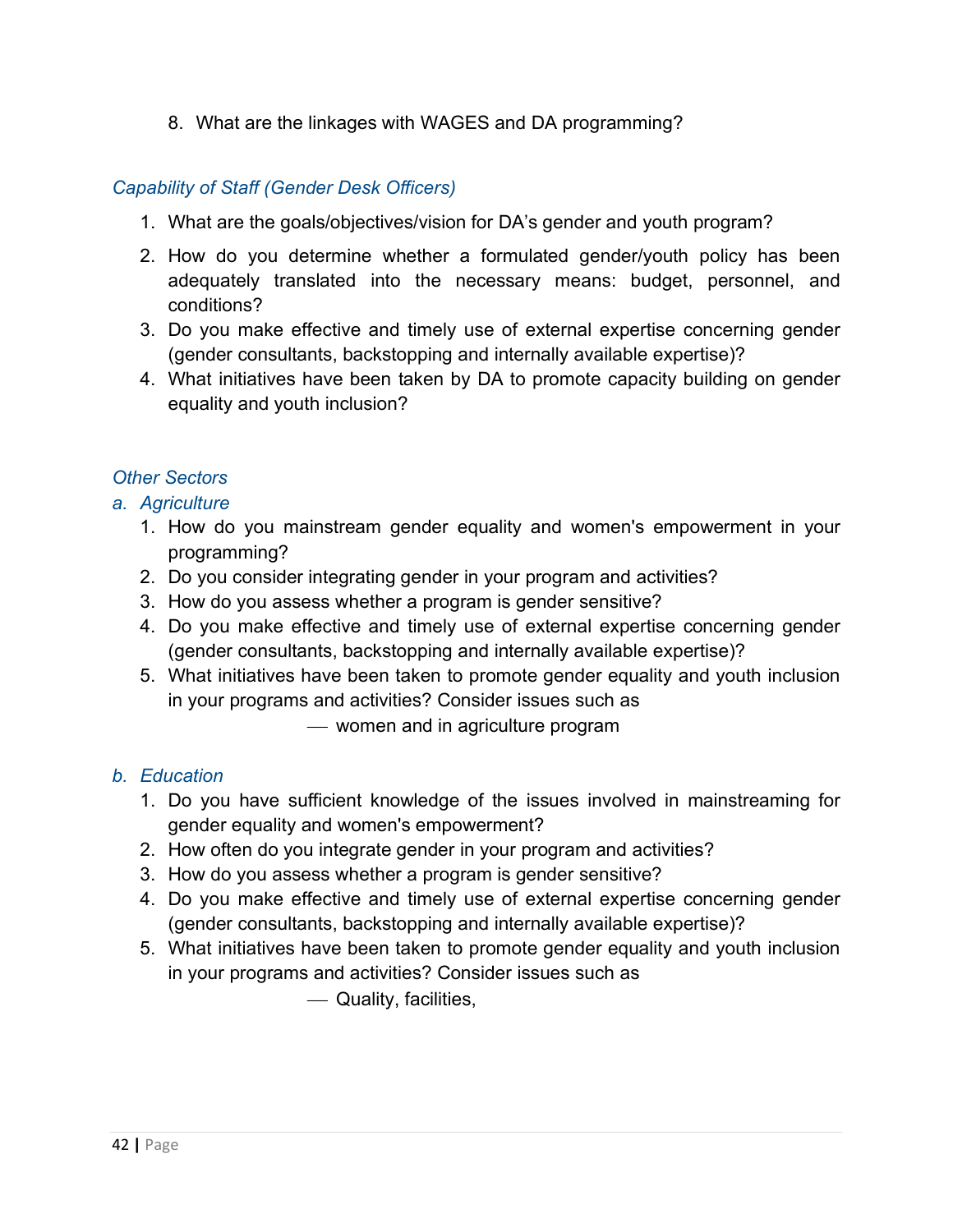8. What are the linkages with WAGES and DA programming?

*Capability of Staff (Gender Desk Officers)*

1. What are the goals/objectives/vision for DA's gender and youth program?
2. How do you determine whether a formulated gender/youth policy has been adequately translated into the necessary means: budget, personnel, and conditions?
3. Do you make effective and timely use of external expertise concerning gender (gender consultants, backstopping and internally available expertise)?
4. What initiatives have been taken by DA to promote capacity building on gender equality and youth inclusion?

*Other Sectors*

*a. Agriculture*

1. How do you mainstream gender equality and women's empowerment in your programming?
2. Do you consider integrating gender in your program and activities?
3. How do you assess whether a program is gender sensitive?
4. Do you make effective and timely use of external expertise concerning gender (gender consultants, backstopping and internally available expertise)?
5. What initiatives have been taken to promote gender equality and youth inclusion in your programs and activities? Consider issues such as
   - women and in agriculture program

*b. Education*

1. Do you have sufficient knowledge of the issues involved in mainstreaming for gender equality and women's empowerment?
2. How often do you integrate gender in your program and activities?
3. How do you assess whether a program is gender sensitive?
4. Do you make effective and timely use of external expertise concerning gender (gender consultants, backstopping and internally available expertise)?
5. What initiatives have been taken to promote gender equality and youth inclusion in your programs and activities? Consider issues such as
   - Quality, facilities,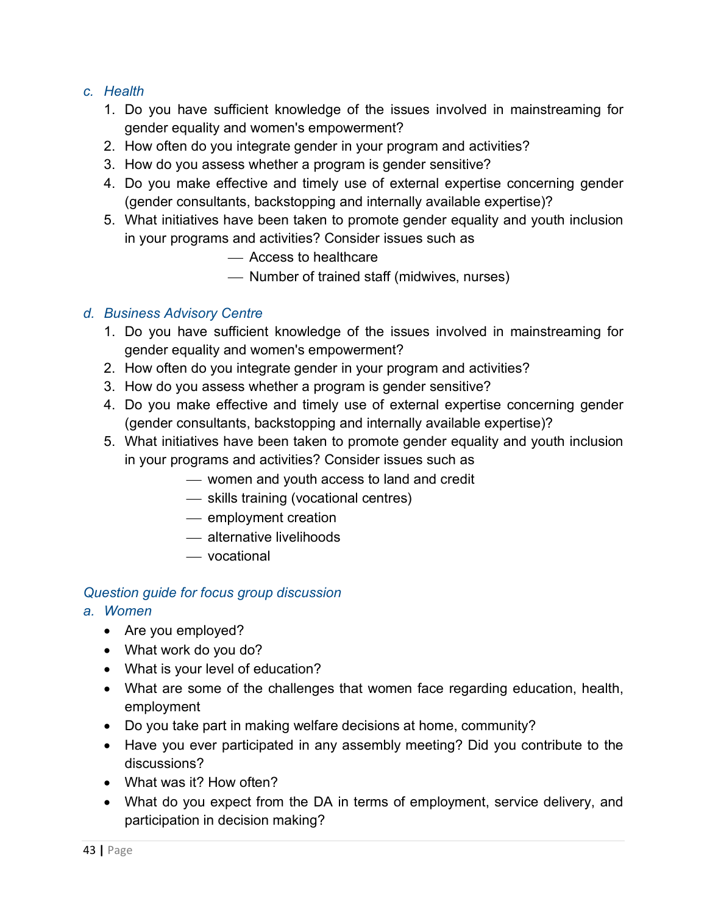### *c. Health*

1. Do you have sufficient knowledge of the issues involved in mainstreaming for gender equality and women's empowerment?
2. How often do you integrate gender in your program and activities?
3. How do you assess whether a program is gender sensitive?
4. Do you make effective and timely use of external expertise concerning gender (gender consultants, backstopping and internally available expertise)?
5. What initiatives have been taken to promote gender equality and youth inclusion in your programs and activities? Consider issues such as
   - Access to healthcare
   - Number of trained staff (midwives, nurses)

### *d. Business Advisory Centre*

1. Do you have sufficient knowledge of the issues involved in mainstreaming for gender equality and women's empowerment?
2. How often do you integrate gender in your program and activities?
3. How do you assess whether a program is gender sensitive?
4. Do you make effective and timely use of external expertise concerning gender (gender consultants, backstopping and internally available expertise)?
5. What initiatives have been taken to promote gender equality and youth inclusion in your programs and activities? Consider issues such as
   - women and youth access to land and credit
   - skills training (vocational centres)
   - employment creation
   - alternative livelihoods
   - vocational

## *Question guide for focus group discussion*

### *a. Women*

- Are you employed?
- What work do you do?
- What is your level of education?
- What are some of the challenges that women face regarding education, health, employment
- Do you take part in making welfare decisions at home, community?
- Have you ever participated in any assembly meeting? Did you contribute to the discussions?
- What was it? How often?
- What do you expect from the DA in terms of employment, service delivery, and participation in decision making?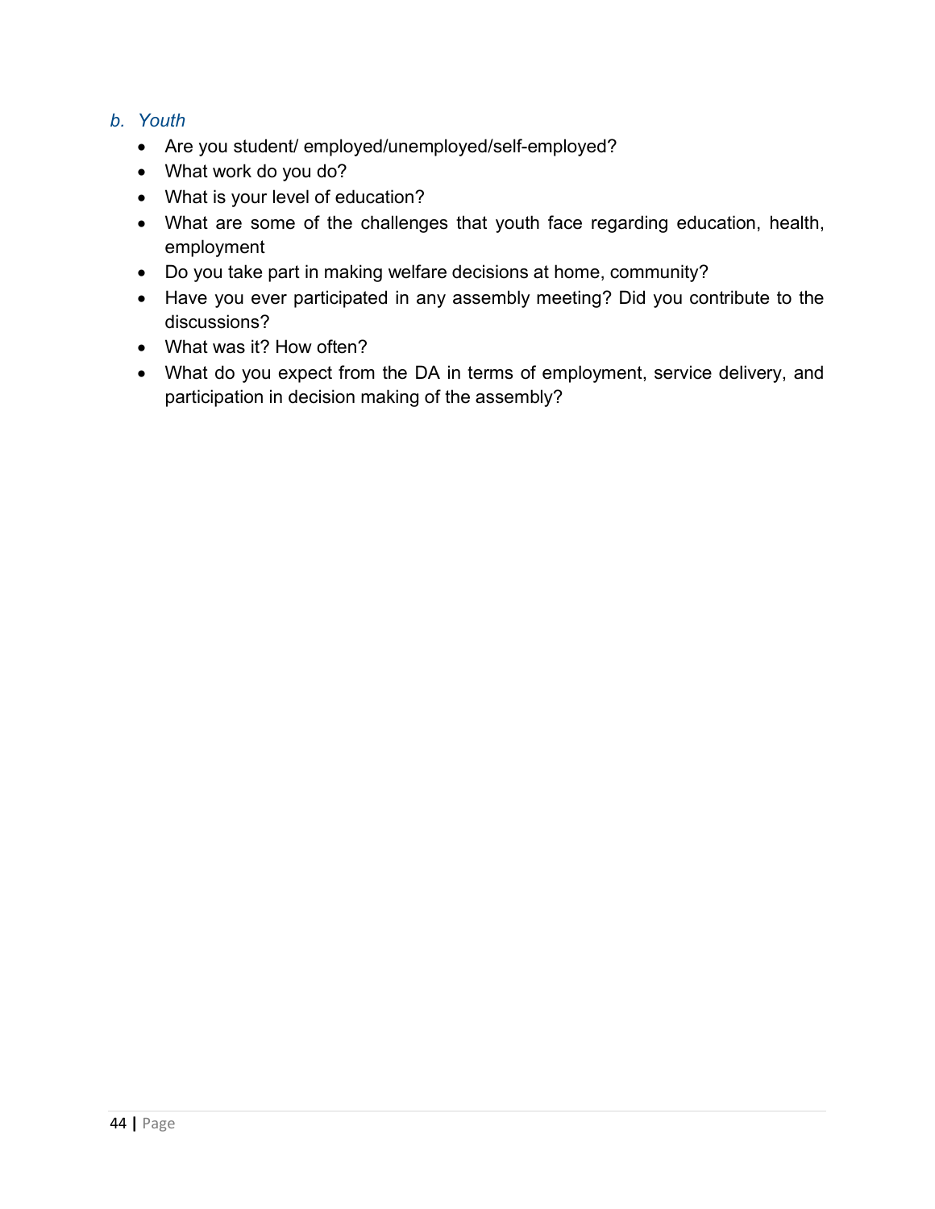*b. Youth*

- Are you student/ employed/unemployed/self-employed?
- What work do you do?
- What is your level of education?
- What are some of the challenges that youth face regarding education, health, employment
- Do you take part in making welfare decisions at home, community?
- Have you ever participated in any assembly meeting? Did you contribute to the discussions?
- What was it? How often?
- What do you expect from the DA in terms of employment, service delivery, and participation in decision making of the assembly?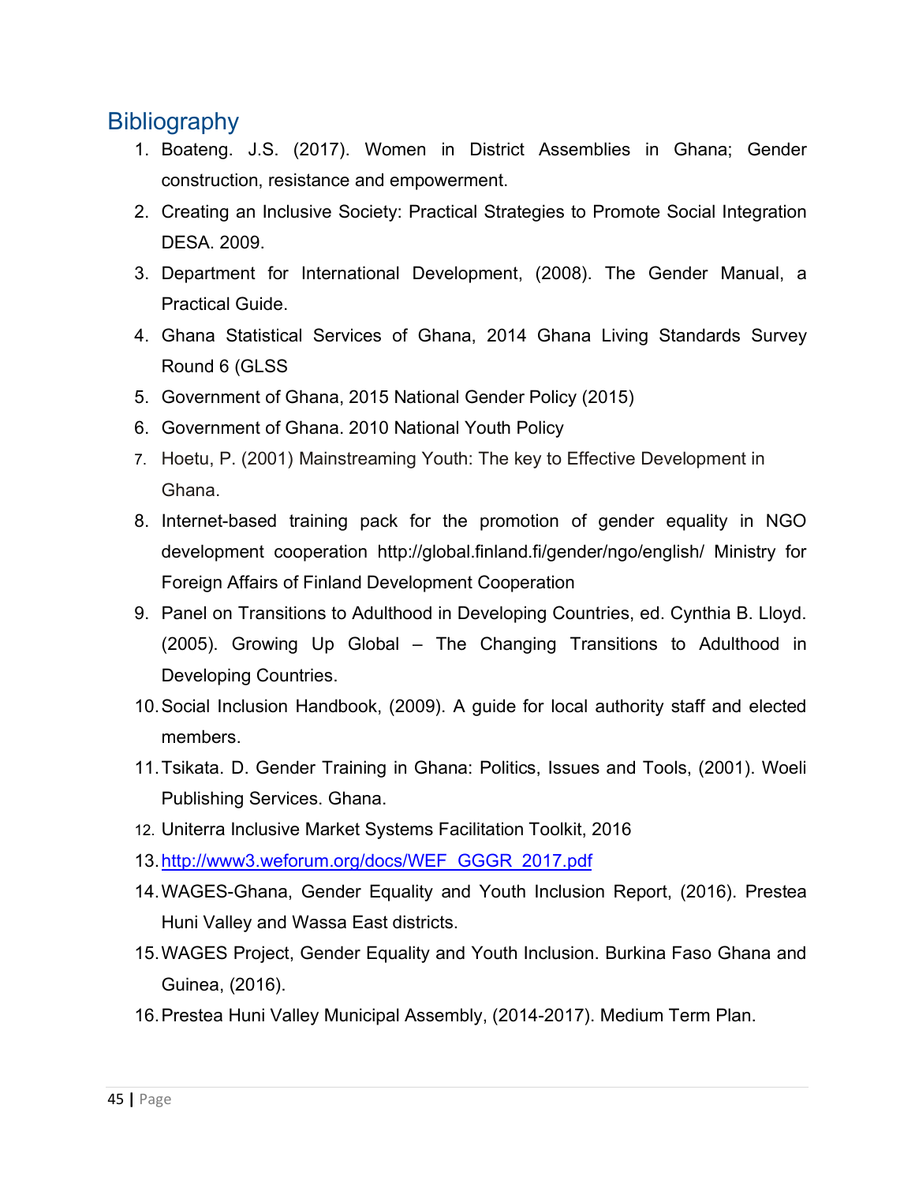## Bibliography

1. Boateng. J.S. (2017). Women in District Assemblies in Ghana; Gender construction, resistance and empowerment.
2. Creating an Inclusive Society: Practical Strategies to Promote Social Integration DESA. 2009.
3. Department for International Development, (2008). The Gender Manual, a Practical Guide.
4. Ghana Statistical Services of Ghana, 2014 Ghana Living Standards Survey Round 6 (GLSS
5. Government of Ghana, 2015 National Gender Policy (2015)
6. Government of Ghana. 2010 National Youth Policy
7. Hoetu, P. (2001) Mainstreaming Youth: The key to Effective Development in Ghana.
8. Internet-based training pack for the promotion of gender equality in NGO development cooperation http://global.finland.fi/gender/ngo/english/ Ministry for Foreign Affairs of Finland Development Cooperation
9. Panel on Transitions to Adulthood in Developing Countries, ed. Cynthia B. Lloyd. (2005). Growing Up Global – The Changing Transitions to Adulthood in Developing Countries.
10. Social Inclusion Handbook, (2009). A guide for local authority staff and elected members.
11. Tsikata. D. Gender Training in Ghana: Politics, Issues and Tools, (2001). Woeli Publishing Services. Ghana.
12. Uniterra Inclusive Market Systems Facilitation Toolkit, 2016
13. http://www3.weforum.org/docs/WEF_GGGR_2017.pdf
14. WAGES-Ghana, Gender Equality and Youth Inclusion Report, (2016). Prestea Huni Valley and Wassa East districts.
15. WAGES Project, Gender Equality and Youth Inclusion. Burkina Faso Ghana and Guinea, (2016).
16. Prestea Huni Valley Municipal Assembly, (2014-2017). Medium Term Plan.